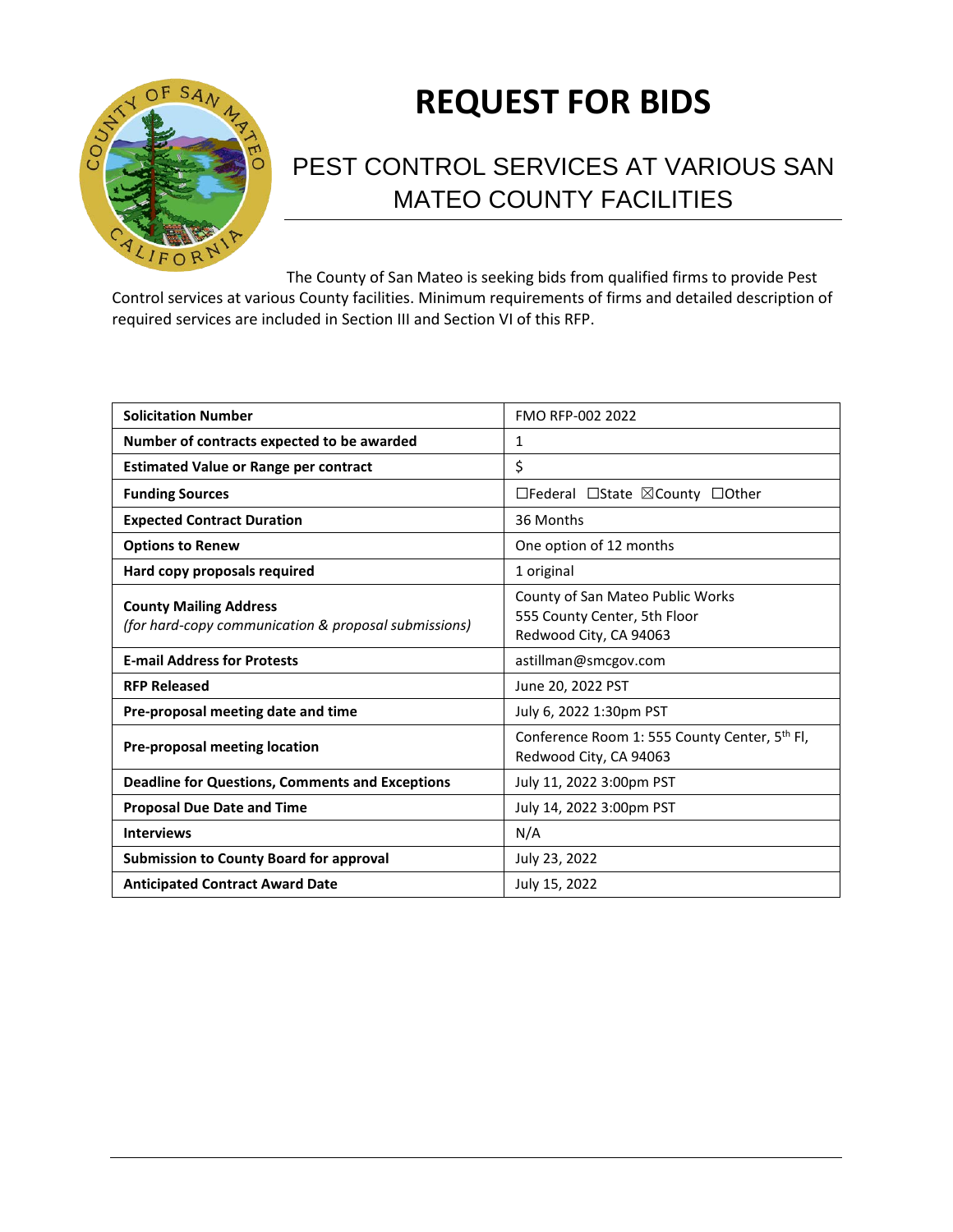# REQUEST FOR BIDS

## PEST CONTROL SERVICES AT VARIOUS SAN MATEO COUNTY FACILITIES

The County of San Mateo is seeking bids from qualified firms to provide Pest Control services at various County facilities. Minimum requirements of firms and detailed description of required services are included in Section III and Section VI of this RFP.

| | |
|---|---|
| **Solicitation Number** | FMO RFP-002 2022 |
| **Number of contracts expected to be awarded** | 1 |
| **Estimated Value or Range per contract** | $ |
| **Funding Sources** | ☐Federal ☐State ☒County ☐Other |
| **Expected Contract Duration** | 36 Months |
| **Options to Renew** | One option of 12 months |
| **Hard copy proposals required** | 1 original |
| **County Mailing Address** *(for hard-copy communication & proposal submissions)* | County of San Mateo Public Works 555 County Center, 5th Floor Redwood City, CA 94063 |
| **E-mail Address for Protests** | astillman@smcgov.com |
| **RFP Released** | June 20, 2022 PST |
| **Pre-proposal meeting date and time** | July 6, 2022 1:30pm PST |
| **Pre-proposal meeting location** | Conference Room 1: 555 County Center, 5th Fl, Redwood City, CA 94063 |
| **Deadline for Questions, Comments and Exceptions** | July 11, 2022 3:00pm PST |
| **Proposal Due Date and Time** | July 14, 2022 3:00pm PST |
| **Interviews** | N/A |
| **Submission to County Board for approval** | July 23, 2022 |
| **Anticipated Contract Award Date** | July 15, 2022 |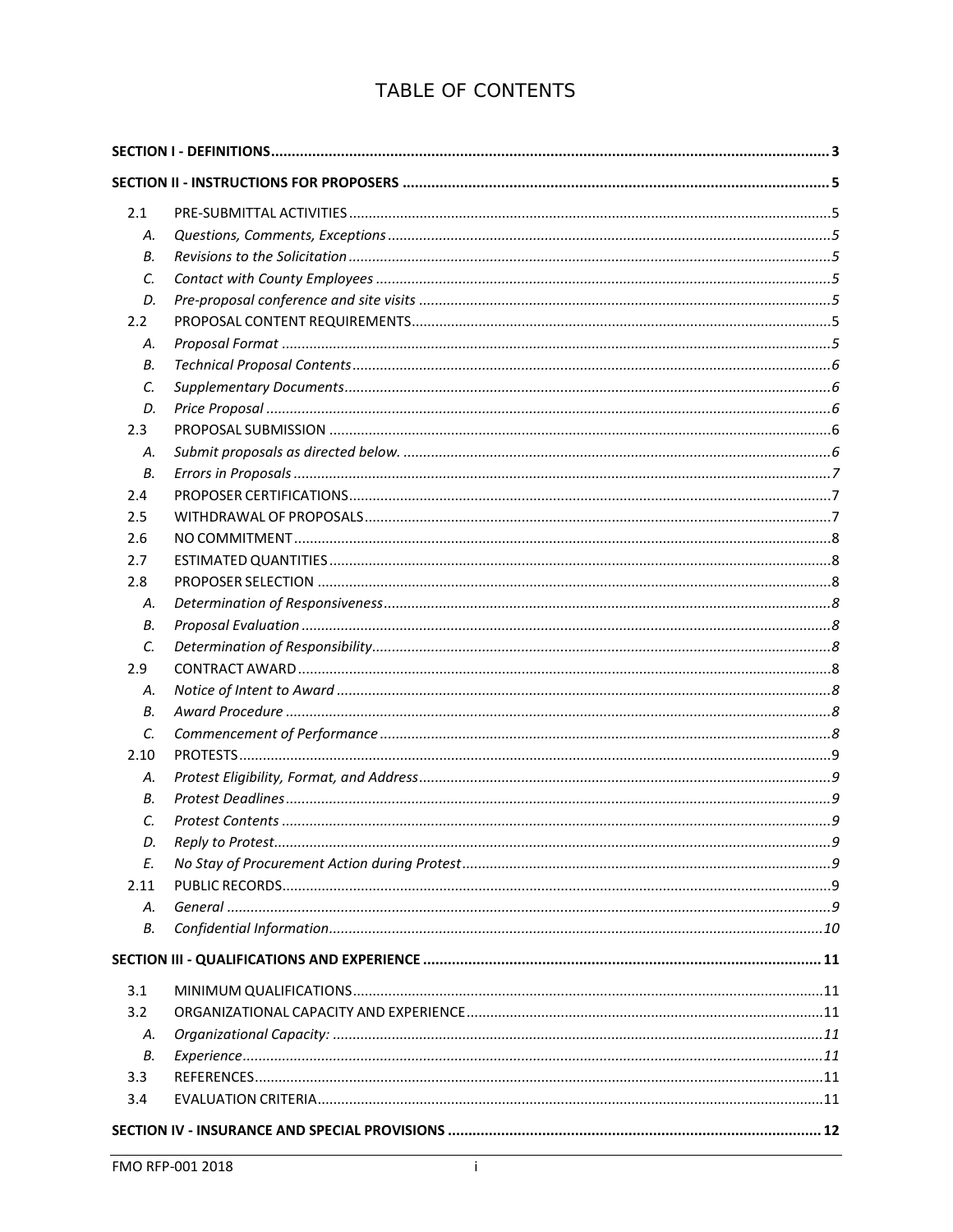# TABLE OF CONTENTS

| | | |
|---|---|---|
| **SECTION I - DEFINITIONS** | | **3** |
| **SECTION II - INSTRUCTIONS FOR PROPOSERS** | | **5** |
| 2.1 | PRE-SUBMITTAL ACTIVITIES | 5 |
| *A.* | *Questions, Comments, Exceptions* | *5* |
| *B.* | *Revisions to the Solicitation* | *5* |
| *C.* | *Contact with County Employees* | *5* |
| *D.* | *Pre-proposal conference and site visits* | *5* |
| 2.2 | PROPOSAL CONTENT REQUIREMENTS | 5 |
| *A.* | *Proposal Format* | *5* |
| *B.* | *Technical Proposal Contents* | *6* |
| *C.* | *Supplementary Documents* | *6* |
| *D.* | *Price Proposal* | *6* |
| 2.3 | PROPOSAL SUBMISSION | 6 |
| *A.* | *Submit proposals as directed below.* | *6* |
| *B.* | *Errors in Proposals* | *7* |
| 2.4 | PROPOSER CERTIFICATIONS | 7 |
| 2.5 | WITHDRAWAL OF PROPOSALS | 7 |
| 2.6 | NO COMMITMENT | 8 |
| 2.7 | ESTIMATED QUANTITIES | 8 |
| 2.8 | PROPOSER SELECTION | 8 |
| *A.* | *Determination of Responsiveness* | *8* |
| *B.* | *Proposal Evaluation* | *8* |
| *C.* | *Determination of Responsibility* | *8* |
| 2.9 | CONTRACT AWARD | 8 |
| *A.* | *Notice of Intent to Award* | *8* |
| *B.* | *Award Procedure* | *8* |
| *C.* | *Commencement of Performance* | *8* |
| 2.10 | PROTESTS | 9 |
| *A.* | *Protest Eligibility, Format, and Address* | *9* |
| *B.* | *Protest Deadlines* | *9* |
| *C.* | *Protest Contents* | *9* |
| *D.* | *Reply to Protest* | *9* |
| *E.* | *No Stay of Procurement Action during Protest* | *9* |
| 2.11 | PUBLIC RECORDS | 9 |
| *A.* | *General* | *9* |
| *B.* | *Confidential Information* | *10* |
| **SECTION III - QUALIFICATIONS AND EXPERIENCE** | | **11** |
| 3.1 | MINIMUM QUALIFICATIONS | 11 |
| 3.2 | ORGANIZATIONAL CAPACITY AND EXPERIENCE | 11 |
| *A.* | *Organizational Capacity:* | *11* |
| *B.* | *Experience* | *11* |
| 3.3 | REFERENCES | 11 |
| 3.4 | EVALUATION CRITERIA | 11 |
| **SECTION IV - INSURANCE AND SPECIAL PROVISIONS** | | **12** |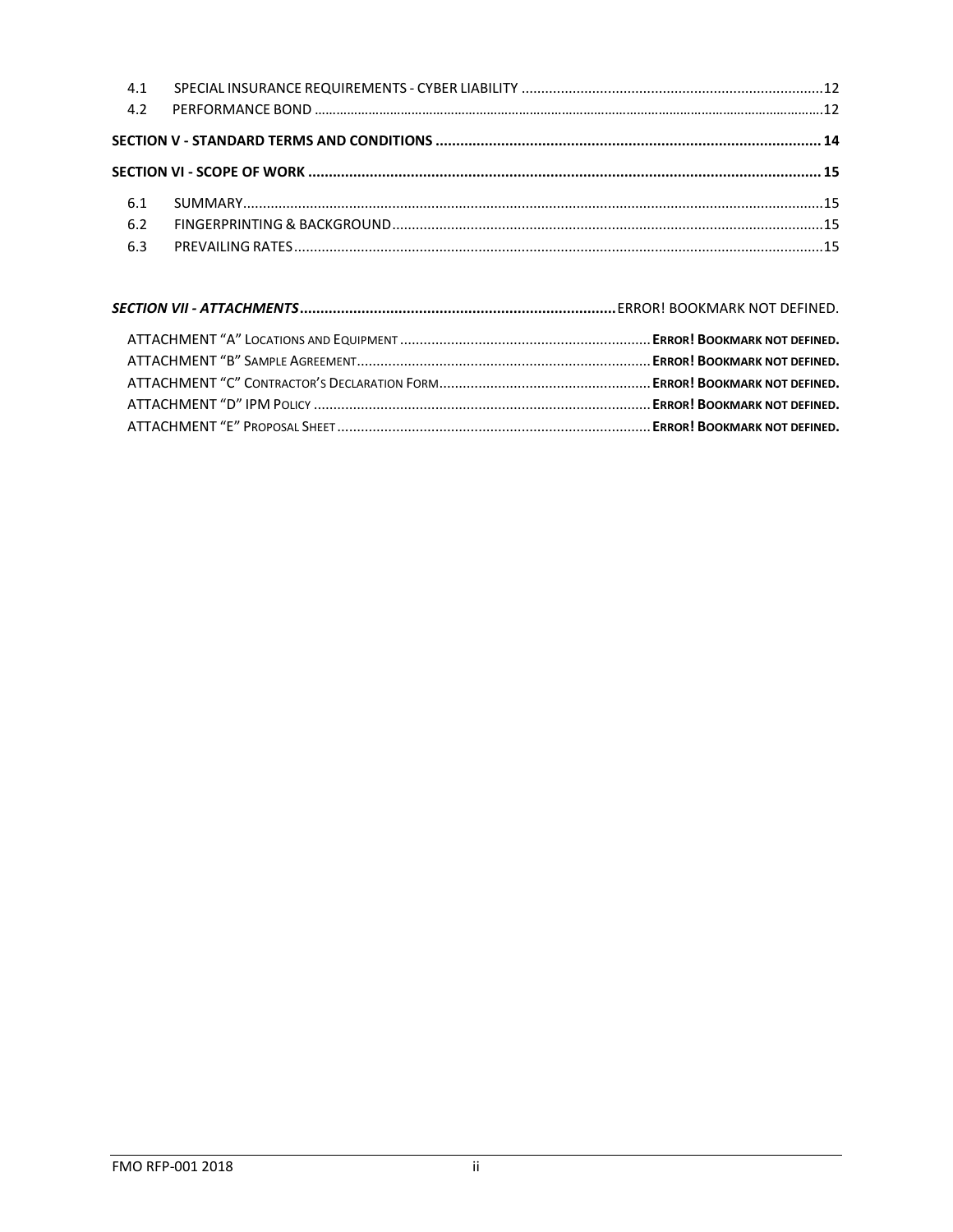4.1 SPECIAL INSURANCE REQUIREMENTS - CYBER LIABILITY ............................................................................12
4.2 PERFORMANCE BOND ............................................................................................................................12

**SECTION V - STANDARD TERMS AND CONDITIONS ............................................................................................ 14**

**SECTION VI - SCOPE OF WORK ........................................................................................................................... 15**

6.1 SUMMARY.......................................................................................................................................15
6.2 FINGERPRINTING & BACKGROUND..............................................................................................15
6.3 PREVAILING RATES..........................................................................................................................15

***SECTION VII - ATTACHMENTS*............................................................................** ERROR! BOOKMARK NOT DEFINED.

ATTACHMENT "A" LOCATIONS AND EQUIPMENT ................................................................ **ERROR! BOOKMARK NOT DEFINED.**
ATTACHMENT "B" SAMPLE AGREEMENT.............................................................................. **ERROR! BOOKMARK NOT DEFINED.**
ATTACHMENT "C" CONTRACTOR'S DECLARATION FORM...................................................... **ERROR! BOOKMARK NOT DEFINED.**
ATTACHMENT "D" IPM POLICY ............................................................................................ **ERROR! BOOKMARK NOT DEFINED.**
ATTACHMENT "E" PROPOSAL SHEET ..................................................................................... **ERROR! BOOKMARK NOT DEFINED.**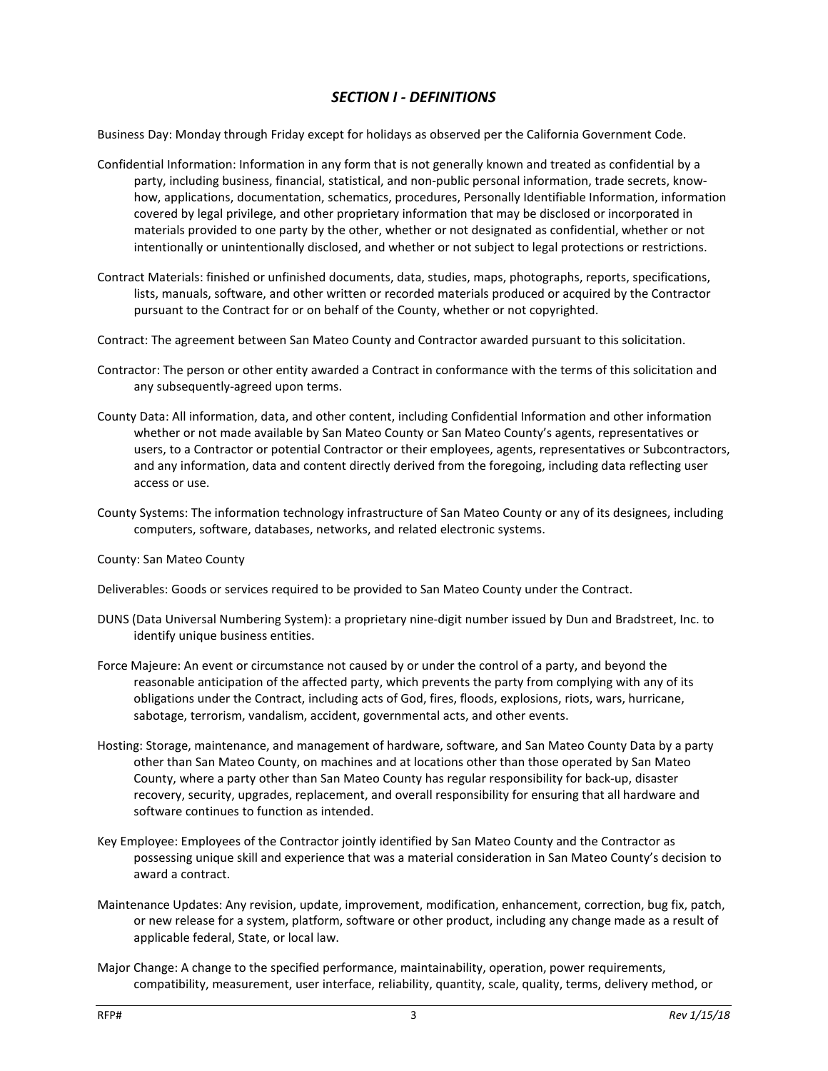## *SECTION I - DEFINITIONS*

Business Day: Monday through Friday except for holidays as observed per the California Government Code.

Confidential Information: Information in any form that is not generally known and treated as confidential by a party, including business, financial, statistical, and non-public personal information, trade secrets, know-how, applications, documentation, schematics, procedures, Personally Identifiable Information, information covered by legal privilege, and other proprietary information that may be disclosed or incorporated in materials provided to one party by the other, whether or not designated as confidential, whether or not intentionally or unintentionally disclosed, and whether or not subject to legal protections or restrictions.

Contract Materials: finished or unfinished documents, data, studies, maps, photographs, reports, specifications, lists, manuals, software, and other written or recorded materials produced or acquired by the Contractor pursuant to the Contract for or on behalf of the County, whether or not copyrighted.

Contract: The agreement between San Mateo County and Contractor awarded pursuant to this solicitation.

Contractor: The person or other entity awarded a Contract in conformance with the terms of this solicitation and any subsequently-agreed upon terms.

County Data: All information, data, and other content, including Confidential Information and other information whether or not made available by San Mateo County or San Mateo County's agents, representatives or users, to a Contractor or potential Contractor or their employees, agents, representatives or Subcontractors, and any information, data and content directly derived from the foregoing, including data reflecting user access or use.

County Systems: The information technology infrastructure of San Mateo County or any of its designees, including computers, software, databases, networks, and related electronic systems.

County: San Mateo County

Deliverables: Goods or services required to be provided to San Mateo County under the Contract.

DUNS (Data Universal Numbering System): a proprietary nine-digit number issued by Dun and Bradstreet, Inc. to identify unique business entities.

Force Majeure: An event or circumstance not caused by or under the control of a party, and beyond the reasonable anticipation of the affected party, which prevents the party from complying with any of its obligations under the Contract, including acts of God, fires, floods, explosions, riots, wars, hurricane, sabotage, terrorism, vandalism, accident, governmental acts, and other events.

Hosting: Storage, maintenance, and management of hardware, software, and San Mateo County Data by a party other than San Mateo County, on machines and at locations other than those operated by San Mateo County, where a party other than San Mateo County has regular responsibility for back-up, disaster recovery, security, upgrades, replacement, and overall responsibility for ensuring that all hardware and software continues to function as intended.

Key Employee: Employees of the Contractor jointly identified by San Mateo County and the Contractor as possessing unique skill and experience that was a material consideration in San Mateo County's decision to award a contract.

Maintenance Updates: Any revision, update, improvement, modification, enhancement, correction, bug fix, patch, or new release for a system, platform, software or other product, including any change made as a result of applicable federal, State, or local law.

Major Change: A change to the specified performance, maintainability, operation, power requirements, compatibility, measurement, user interface, reliability, quantity, scale, quality, terms, delivery method, or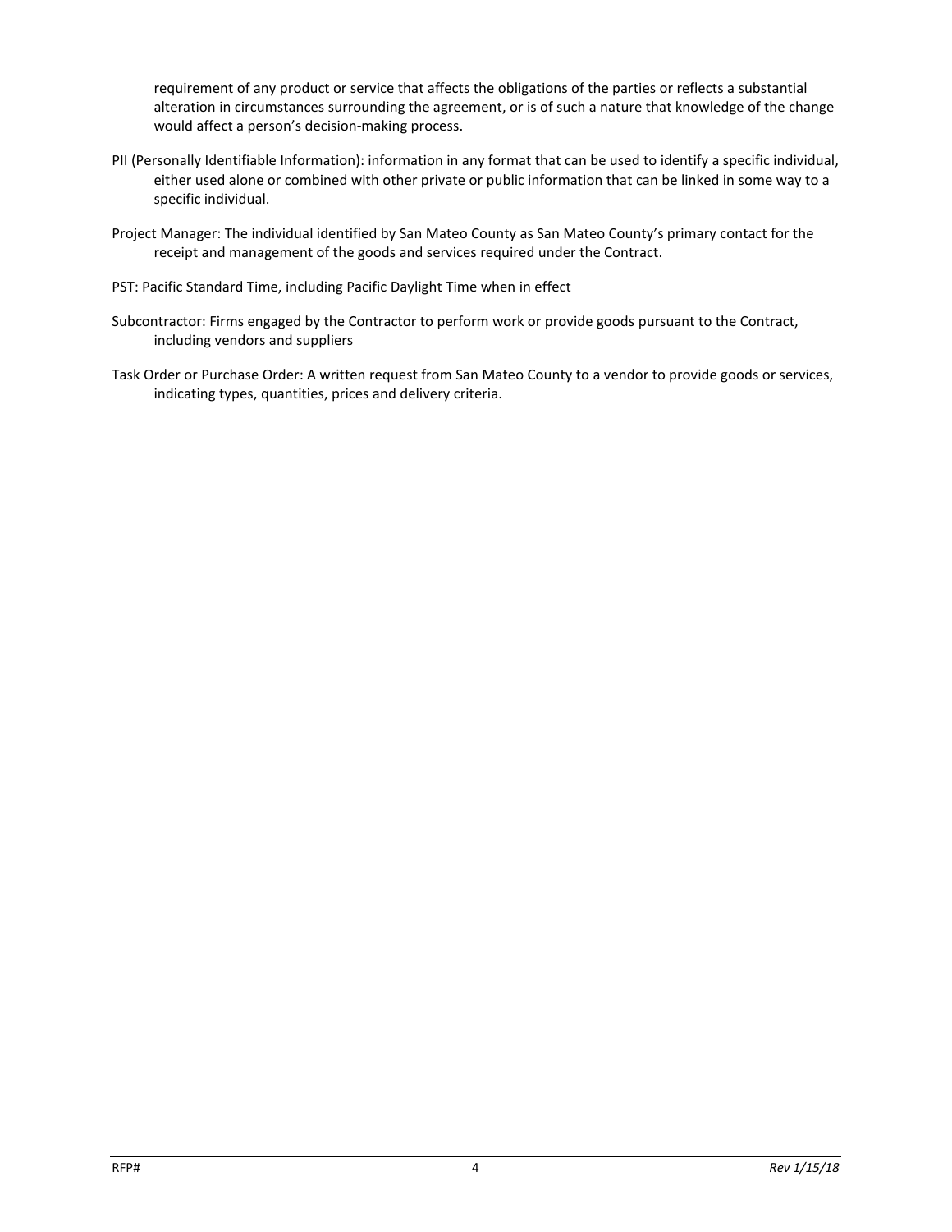requirement of any product or service that affects the obligations of the parties or reflects a substantial alteration in circumstances surrounding the agreement, or is of such a nature that knowledge of the change would affect a person's decision-making process.

PII (Personally Identifiable Information): information in any format that can be used to identify a specific individual, either used alone or combined with other private or public information that can be linked in some way to a specific individual.

Project Manager: The individual identified by San Mateo County as San Mateo County's primary contact for the receipt and management of the goods and services required under the Contract.

PST: Pacific Standard Time, including Pacific Daylight Time when in effect

Subcontractor: Firms engaged by the Contractor to perform work or provide goods pursuant to the Contract, including vendors and suppliers

Task Order or Purchase Order: A written request from San Mateo County to a vendor to provide goods or services, indicating types, quantities, prices and delivery criteria.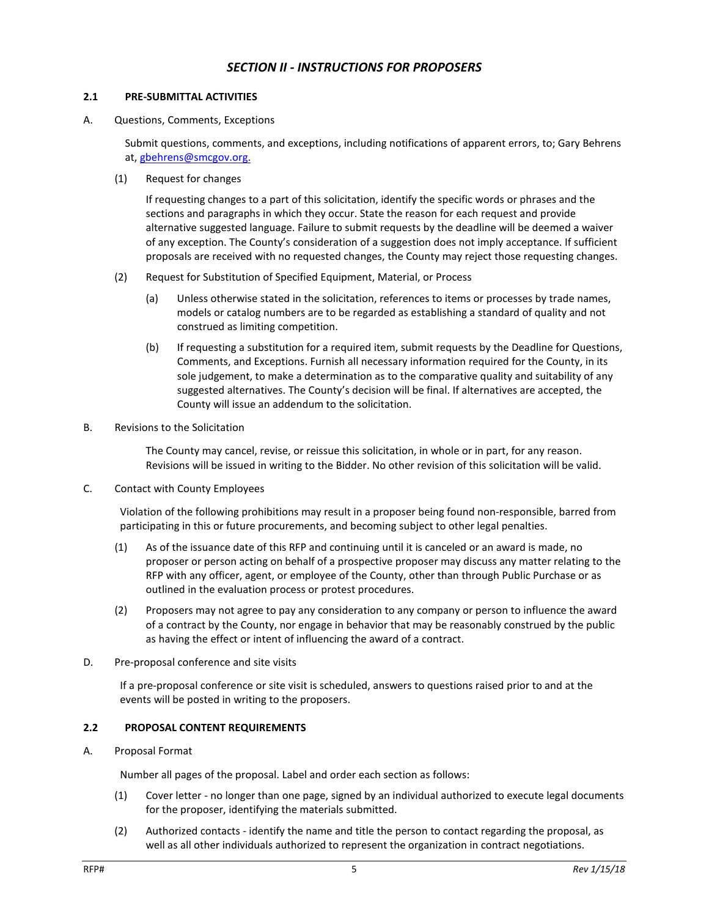# *SECTION II - INSTRUCTIONS FOR PROPOSERS*

## 2.1 PRE-SUBMITTAL ACTIVITIES

A. Questions, Comments, Exceptions

Submit questions, comments, and exceptions, including notifications of apparent errors, to; Gary Behrens at, [gbehrens@smcgov.org.](mailto:gbehrens@smcgov.org)

(1) Request for changes

If requesting changes to a part of this solicitation, identify the specific words or phrases and the sections and paragraphs in which they occur. State the reason for each request and provide alternative suggested language. Failure to submit requests by the deadline will be deemed a waiver of any exception. The County's consideration of a suggestion does not imply acceptance. If sufficient proposals are received with no requested changes, the County may reject those requesting changes.

(2) Request for Substitution of Specified Equipment, Material, or Process

(a) Unless otherwise stated in the solicitation, references to items or processes by trade names, models or catalog numbers are to be regarded as establishing a standard of quality and not construed as limiting competition.

(b) If requesting a substitution for a required item, submit requests by the Deadline for Questions, Comments, and Exceptions. Furnish all necessary information required for the County, in its sole judgement, to make a determination as to the comparative quality and suitability of any suggested alternatives. The County's decision will be final. If alternatives are accepted, the County will issue an addendum to the solicitation.

B. Revisions to the Solicitation

The County may cancel, revise, or reissue this solicitation, in whole or in part, for any reason. Revisions will be issued in writing to the Bidder. No other revision of this solicitation will be valid.

C. Contact with County Employees

Violation of the following prohibitions may result in a proposer being found non-responsible, barred from participating in this or future procurements, and becoming subject to other legal penalties.

(1) As of the issuance date of this RFP and continuing until it is canceled or an award is made, no proposer or person acting on behalf of a prospective proposer may discuss any matter relating to the RFP with any officer, agent, or employee of the County, other than through Public Purchase or as outlined in the evaluation process or protest procedures.

(2) Proposers may not agree to pay any consideration to any company or person to influence the award of a contract by the County, nor engage in behavior that may be reasonably construed by the public as having the effect or intent of influencing the award of a contract.

D. Pre-proposal conference and site visits

If a pre-proposal conference or site visit is scheduled, answers to questions raised prior to and at the events will be posted in writing to the proposers.

## 2.2 PROPOSAL CONTENT REQUIREMENTS

A. Proposal Format

Number all pages of the proposal. Label and order each section as follows:

(1) Cover letter - no longer than one page, signed by an individual authorized to execute legal documents for the proposer, identifying the materials submitted.

(2) Authorized contacts - identify the name and title the person to contact regarding the proposal, as well as all other individuals authorized to represent the organization in contract negotiations.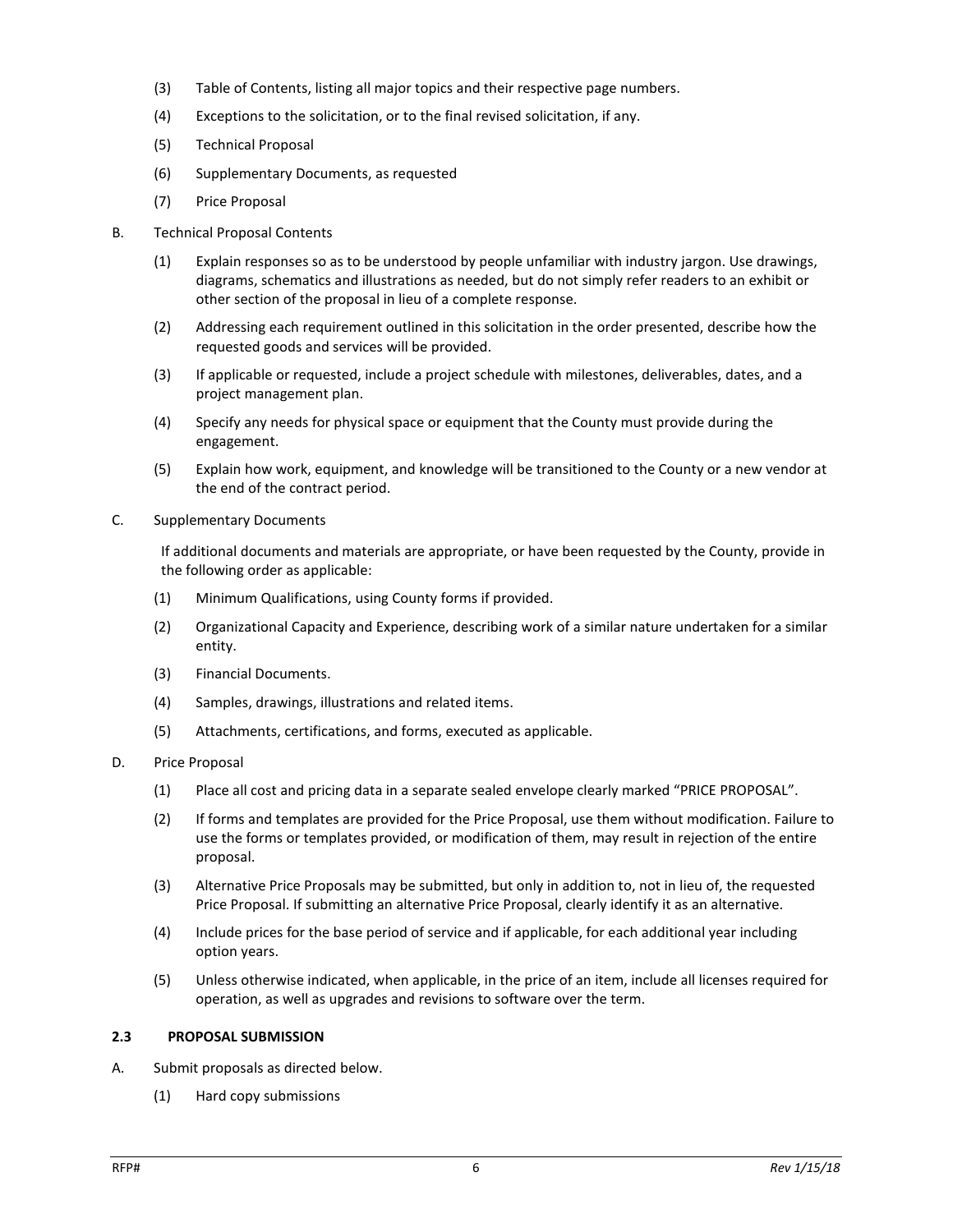(3) Table of Contents, listing all major topics and their respective page numbers.

(4) Exceptions to the solicitation, or to the final revised solicitation, if any.

(5) Technical Proposal

(6) Supplementary Documents, as requested

(7) Price Proposal

B. Technical Proposal Contents

(1) Explain responses so as to be understood by people unfamiliar with industry jargon. Use drawings, diagrams, schematics and illustrations as needed, but do not simply refer readers to an exhibit or other section of the proposal in lieu of a complete response.

(2) Addressing each requirement outlined in this solicitation in the order presented, describe how the requested goods and services will be provided.

(3) If applicable or requested, include a project schedule with milestones, deliverables, dates, and a project management plan.

(4) Specify any needs for physical space or equipment that the County must provide during the engagement.

(5) Explain how work, equipment, and knowledge will be transitioned to the County or a new vendor at the end of the contract period.

C. Supplementary Documents

If additional documents and materials are appropriate, or have been requested by the County, provide in the following order as applicable:

(1) Minimum Qualifications, using County forms if provided.

(2) Organizational Capacity and Experience, describing work of a similar nature undertaken for a similar entity.

(3) Financial Documents.

(4) Samples, drawings, illustrations and related items.

(5) Attachments, certifications, and forms, executed as applicable.

D. Price Proposal

(1) Place all cost and pricing data in a separate sealed envelope clearly marked "PRICE PROPOSAL".

(2) If forms and templates are provided for the Price Proposal, use them without modification. Failure to use the forms or templates provided, or modification of them, may result in rejection of the entire proposal.

(3) Alternative Price Proposals may be submitted, but only in addition to, not in lieu of, the requested Price Proposal. If submitting an alternative Price Proposal, clearly identify it as an alternative.

(4) Include prices for the base period of service and if applicable, for each additional year including option years.

(5) Unless otherwise indicated, when applicable, in the price of an item, include all licenses required for operation, as well as upgrades and revisions to software over the term.

### 2.3 PROPOSAL SUBMISSION

A. Submit proposals as directed below.

(1) Hard copy submissions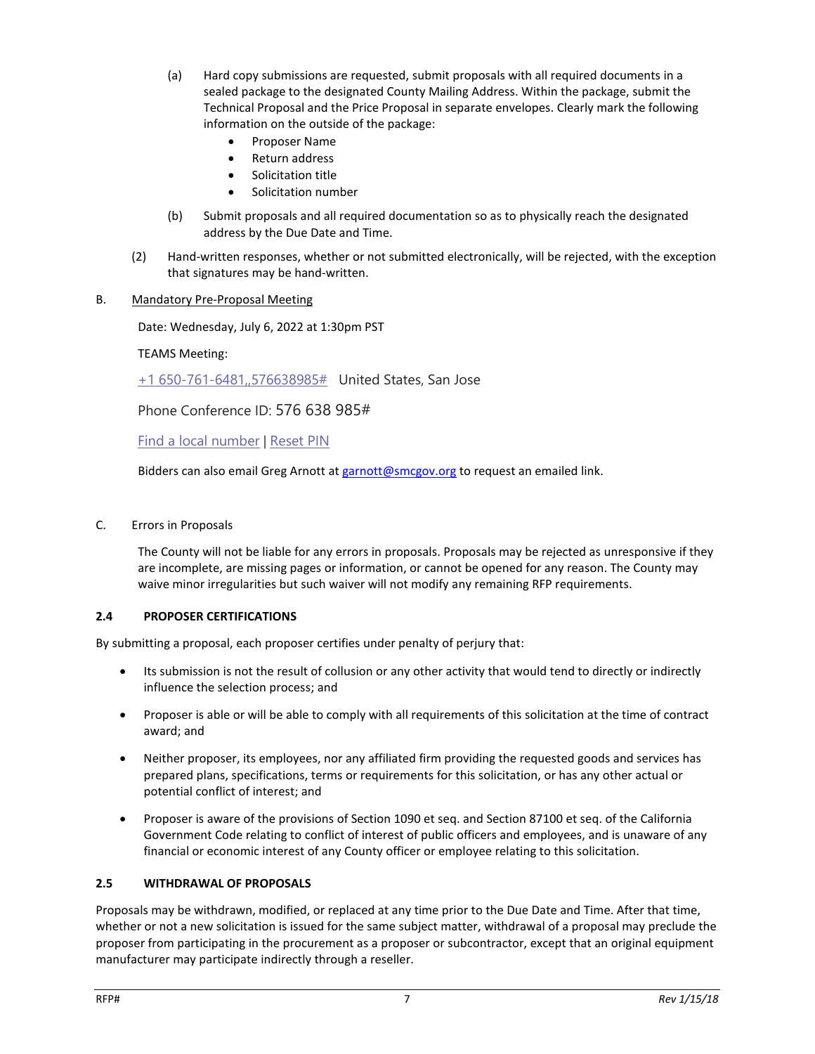(a) Hard copy submissions are requested, submit proposals with all required documents in a sealed package to the designated County Mailing Address. Within the package, submit the Technical Proposal and the Price Proposal in separate envelopes. Clearly mark the following information on the outside of the package:

- Proposer Name
- Return address
- Solicitation title
- Solicitation number

(b) Submit proposals and all required documentation so as to physically reach the designated address by the Due Date and Time.

(2) Hand-written responses, whether or not submitted electronically, will be rejected, with the exception that signatures may be hand-written.

B. Mandatory Pre-Proposal Meeting

Date: Wednesday, July 6, 2022 at 1:30pm PST

TEAMS Meeting:

+1 650-761-6481,,576638985# United States, San Jose

Phone Conference ID: 576 638 985#

Find a local number | Reset PIN

Bidders can also email Greg Arnott at garnott@smcgov.org to request an emailed link.

C. Errors in Proposals

The County will not be liable for any errors in proposals. Proposals may be rejected as unresponsive if they are incomplete, are missing pages or information, or cannot be opened for any reason. The County may waive minor irregularities but such waiver will not modify any remaining RFP requirements.

### 2.4 PROPOSER CERTIFICATIONS

By submitting a proposal, each proposer certifies under penalty of perjury that:

- Its submission is not the result of collusion or any other activity that would tend to directly or indirectly influence the selection process; and
- Proposer is able or will be able to comply with all requirements of this solicitation at the time of contract award; and
- Neither proposer, its employees, nor any affiliated firm providing the requested goods and services has prepared plans, specifications, terms or requirements for this solicitation, or has any other actual or potential conflict of interest; and
- Proposer is aware of the provisions of Section 1090 et seq. and Section 87100 et seq. of the California Government Code relating to conflict of interest of public officers and employees, and is unaware of any financial or economic interest of any County officer or employee relating to this solicitation.

### 2.5 WITHDRAWAL OF PROPOSALS

Proposals may be withdrawn, modified, or replaced at any time prior to the Due Date and Time. After that time, whether or not a new solicitation is issued for the same subject matter, withdrawal of a proposal may preclude the proposer from participating in the procurement as a proposer or subcontractor, except that an original equipment manufacturer may participate indirectly through a reseller.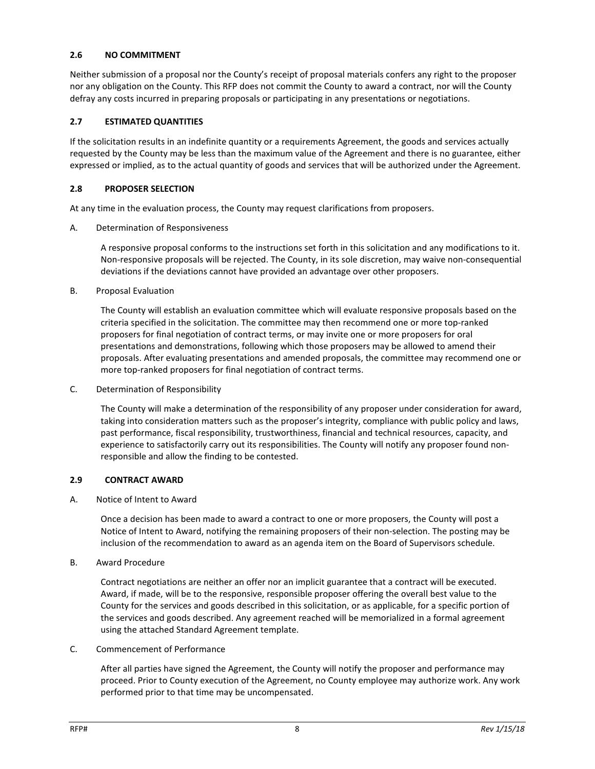### 2.6 NO COMMITMENT

Neither submission of a proposal nor the County's receipt of proposal materials confers any right to the proposer nor any obligation on the County. This RFP does not commit the County to award a contract, nor will the County defray any costs incurred in preparing proposals or participating in any presentations or negotiations.

### 2.7 ESTIMATED QUANTITIES

If the solicitation results in an indefinite quantity or a requirements Agreement, the goods and services actually requested by the County may be less than the maximum value of the Agreement and there is no guarantee, either expressed or implied, as to the actual quantity of goods and services that will be authorized under the Agreement.

### 2.8 PROPOSER SELECTION

At any time in the evaluation process, the County may request clarifications from proposers.

A. Determination of Responsiveness

A responsive proposal conforms to the instructions set forth in this solicitation and any modifications to it. Non-responsive proposals will be rejected. The County, in its sole discretion, may waive non-consequential deviations if the deviations cannot have provided an advantage over other proposers.

B. Proposal Evaluation

The County will establish an evaluation committee which will evaluate responsive proposals based on the criteria specified in the solicitation. The committee may then recommend one or more top-ranked proposers for final negotiation of contract terms, or may invite one or more proposers for oral presentations and demonstrations, following which those proposers may be allowed to amend their proposals. After evaluating presentations and amended proposals, the committee may recommend one or more top-ranked proposers for final negotiation of contract terms.

C. Determination of Responsibility

The County will make a determination of the responsibility of any proposer under consideration for award, taking into consideration matters such as the proposer's integrity, compliance with public policy and laws, past performance, fiscal responsibility, trustworthiness, financial and technical resources, capacity, and experience to satisfactorily carry out its responsibilities. The County will notify any proposer found non-responsible and allow the finding to be contested.

### 2.9 CONTRACT AWARD

A. Notice of Intent to Award

Once a decision has been made to award a contract to one or more proposers, the County will post a Notice of Intent to Award, notifying the remaining proposers of their non-selection. The posting may be inclusion of the recommendation to award as an agenda item on the Board of Supervisors schedule.

B. Award Procedure

Contract negotiations are neither an offer nor an implicit guarantee that a contract will be executed. Award, if made, will be to the responsive, responsible proposer offering the overall best value to the County for the services and goods described in this solicitation, or as applicable, for a specific portion of the services and goods described. Any agreement reached will be memorialized in a formal agreement using the attached Standard Agreement template.

C. Commencement of Performance

After all parties have signed the Agreement, the County will notify the proposer and performance may proceed. Prior to County execution of the Agreement, no County employee may authorize work. Any work performed prior to that time may be uncompensated.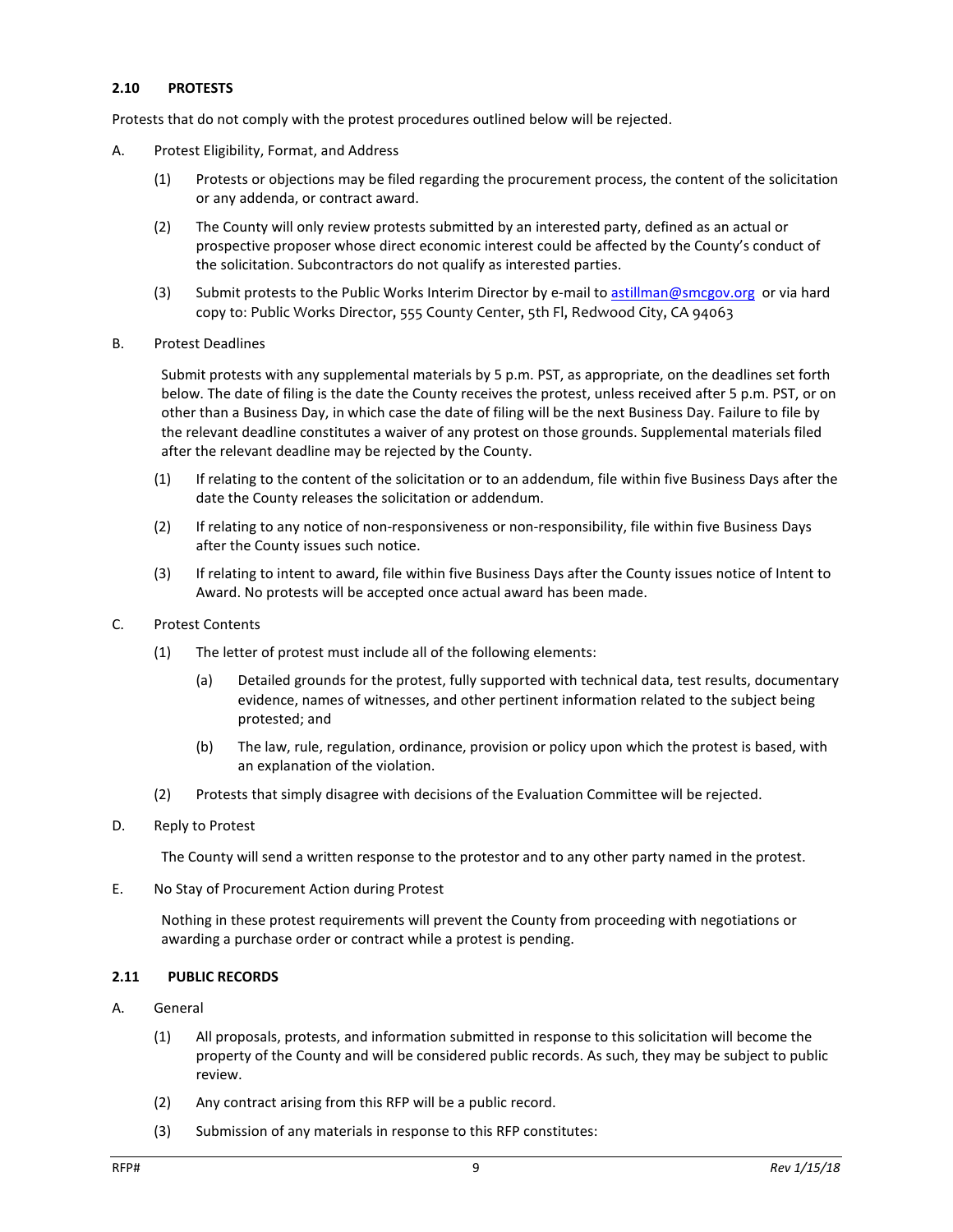### 2.10 PROTESTS

Protests that do not comply with the protest procedures outlined below will be rejected.

A. Protest Eligibility, Format, and Address

(1) Protests or objections may be filed regarding the procurement process, the content of the solicitation or any addenda, or contract award.

(2) The County will only review protests submitted by an interested party, defined as an actual or prospective proposer whose direct economic interest could be affected by the County's conduct of the solicitation. Subcontractors do not qualify as interested parties.

(3) Submit protests to the Public Works Interim Director by e-mail to astillman@smcgov.org or via hard copy to: Public Works Director, 555 County Center, 5th Fl, Redwood City, CA 94063

B. Protest Deadlines

Submit protests with any supplemental materials by 5 p.m. PST, as appropriate, on the deadlines set forth below. The date of filing is the date the County receives the protest, unless received after 5 p.m. PST, or on other than a Business Day, in which case the date of filing will be the next Business Day. Failure to file by the relevant deadline constitutes a waiver of any protest on those grounds. Supplemental materials filed after the relevant deadline may be rejected by the County.

(1) If relating to the content of the solicitation or to an addendum, file within five Business Days after the date the County releases the solicitation or addendum.

(2) If relating to any notice of non-responsiveness or non-responsibility, file within five Business Days after the County issues such notice.

(3) If relating to intent to award, file within five Business Days after the County issues notice of Intent to Award. No protests will be accepted once actual award has been made.

C. Protest Contents

(1) The letter of protest must include all of the following elements:

(a) Detailed grounds for the protest, fully supported with technical data, test results, documentary evidence, names of witnesses, and other pertinent information related to the subject being protested; and

(b) The law, rule, regulation, ordinance, provision or policy upon which the protest is based, with an explanation of the violation.

(2) Protests that simply disagree with decisions of the Evaluation Committee will be rejected.

D. Reply to Protest

The County will send a written response to the protestor and to any other party named in the protest.

E. No Stay of Procurement Action during Protest

Nothing in these protest requirements will prevent the County from proceeding with negotiations or awarding a purchase order or contract while a protest is pending.

### 2.11 PUBLIC RECORDS

A. General

(1) All proposals, protests, and information submitted in response to this solicitation will become the property of the County and will be considered public records. As such, they may be subject to public review.

(2) Any contract arising from this RFP will be a public record.

(3) Submission of any materials in response to this RFP constitutes: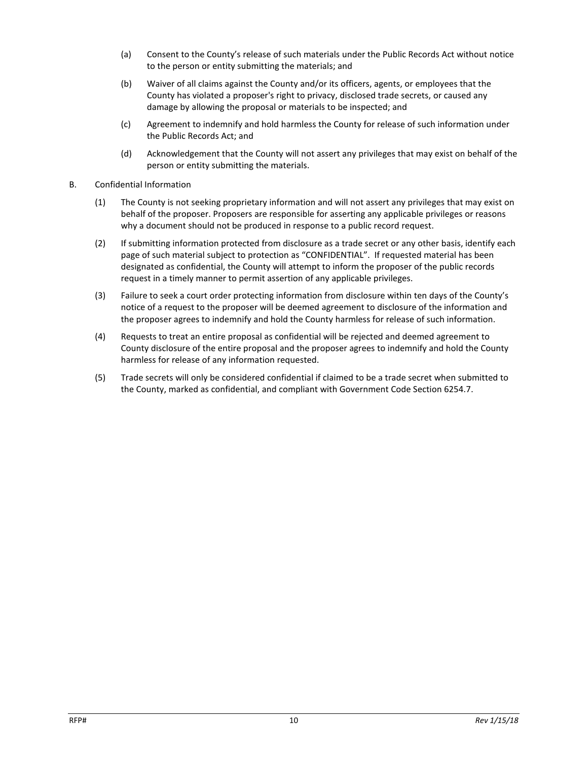(a) Consent to the County's release of such materials under the Public Records Act without notice to the person or entity submitting the materials; and

(b) Waiver of all claims against the County and/or its officers, agents, or employees that the County has violated a proposer's right to privacy, disclosed trade secrets, or caused any damage by allowing the proposal or materials to be inspected; and

(c) Agreement to indemnify and hold harmless the County for release of such information under the Public Records Act; and

(d) Acknowledgement that the County will not assert any privileges that may exist on behalf of the person or entity submitting the materials.

B. Confidential Information

(1) The County is not seeking proprietary information and will not assert any privileges that may exist on behalf of the proposer. Proposers are responsible for asserting any applicable privileges or reasons why a document should not be produced in response to a public record request.

(2) If submitting information protected from disclosure as a trade secret or any other basis, identify each page of such material subject to protection as "CONFIDENTIAL". If requested material has been designated as confidential, the County will attempt to inform the proposer of the public records request in a timely manner to permit assertion of any applicable privileges.

(3) Failure to seek a court order protecting information from disclosure within ten days of the County's notice of a request to the proposer will be deemed agreement to disclosure of the information and the proposer agrees to indemnify and hold the County harmless for release of such information.

(4) Requests to treat an entire proposal as confidential will be rejected and deemed agreement to County disclosure of the entire proposal and the proposer agrees to indemnify and hold the County harmless for release of any information requested.

(5) Trade secrets will only be considered confidential if claimed to be a trade secret when submitted to the County, marked as confidential, and compliant with Government Code Section 6254.7.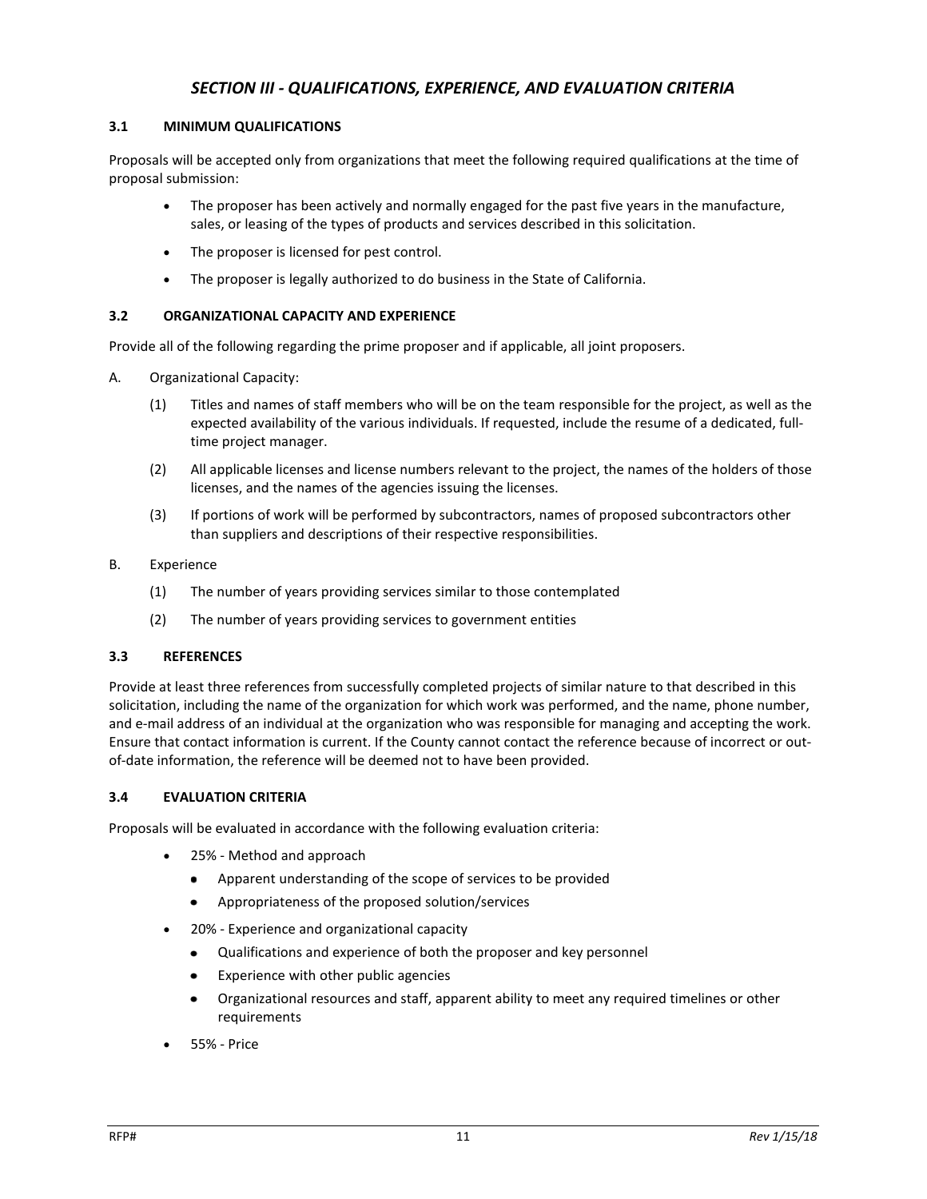## *SECTION III - QUALIFICATIONS, EXPERIENCE, AND EVALUATION CRITERIA*

### 3.1 MINIMUM QUALIFICATIONS

Proposals will be accepted only from organizations that meet the following required qualifications at the time of proposal submission:

- The proposer has been actively and normally engaged for the past five years in the manufacture, sales, or leasing of the types of products and services described in this solicitation.
- The proposer is licensed for pest control.
- The proposer is legally authorized to do business in the State of California.

### 3.2 ORGANIZATIONAL CAPACITY AND EXPERIENCE

Provide all of the following regarding the prime proposer and if applicable, all joint proposers.

A. Organizational Capacity:

(1) Titles and names of staff members who will be on the team responsible for the project, as well as the expected availability of the various individuals. If requested, include the resume of a dedicated, full-time project manager.

(2) All applicable licenses and license numbers relevant to the project, the names of the holders of those licenses, and the names of the agencies issuing the licenses.

(3) If portions of work will be performed by subcontractors, names of proposed subcontractors other than suppliers and descriptions of their respective responsibilities.

B. Experience

(1) The number of years providing services similar to those contemplated

(2) The number of years providing services to government entities

### 3.3 REFERENCES

Provide at least three references from successfully completed projects of similar nature to that described in this solicitation, including the name of the organization for which work was performed, and the name, phone number, and e-mail address of an individual at the organization who was responsible for managing and accepting the work. Ensure that contact information is current. If the County cannot contact the reference because of incorrect or out-of-date information, the reference will be deemed not to have been provided.

### 3.4 EVALUATION CRITERIA

Proposals will be evaluated in accordance with the following evaluation criteria:

- 25% - Method and approach
  - Apparent understanding of the scope of services to be provided
  - Appropriateness of the proposed solution/services
- 20% - Experience and organizational capacity
  - Qualifications and experience of both the proposer and key personnel
  - Experience with other public agencies
  - Organizational resources and staff, apparent ability to meet any required timelines or other requirements
- 55% - Price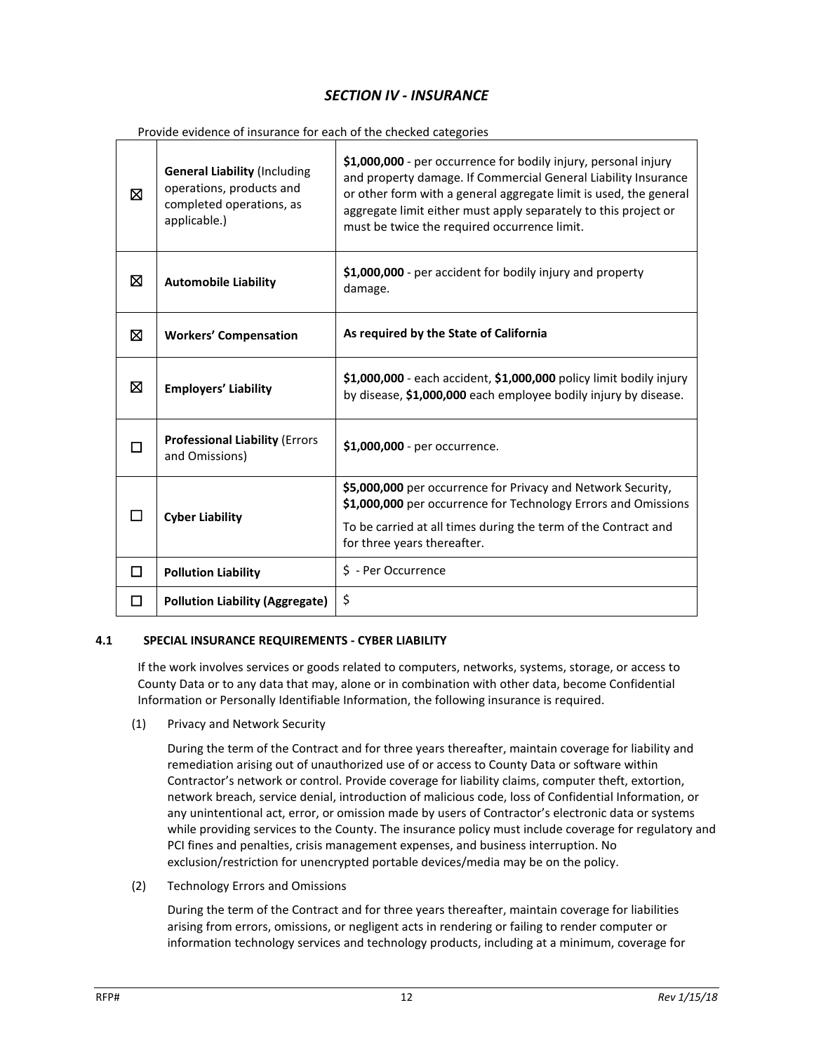## *SECTION IV - INSURANCE*

Provide evidence of insurance for each of the checked categories

| | | |
|---|---|---|
| ☒ | **General Liability** (Including operations, products and completed operations, as applicable.) | **$1,000,000** - per occurrence for bodily injury, personal injury and property damage. If Commercial General Liability Insurance or other form with a general aggregate limit is used, the general aggregate limit either must apply separately to this project or must be twice the required occurrence limit. |
| ☒ | **Automobile Liability** | **$1,000,000** - per accident for bodily injury and property damage. |
| ☒ | **Workers' Compensation** | **As required by the State of California** |
| ☒ | **Employers' Liability** | **$1,000,000** - each accident, **$1,000,000** policy limit bodily injury by disease, **$1,000,000** each employee bodily injury by disease. |
| ☐ | **Professional Liability** (Errors and Omissions) | **$1,000,000** - per occurrence. |
| ☐ | **Cyber Liability** | **$5,000,000** per occurrence for Privacy and Network Security, **$1,000,000** per occurrence for Technology Errors and Omissions<br><br>To be carried at all times during the term of the Contract and for three years thereafter. |
| ☐ | **Pollution Liability** | $ - Per Occurrence |
| ☐ | **Pollution Liability (Aggregate)** | $ |

### 4.1 SPECIAL INSURANCE REQUIREMENTS - CYBER LIABILITY

If the work involves services or goods related to computers, networks, systems, storage, or access to County Data or to any data that may, alone or in combination with other data, become Confidential Information or Personally Identifiable Information, the following insurance is required.

(1) Privacy and Network Security

During the term of the Contract and for three years thereafter, maintain coverage for liability and remediation arising out of unauthorized use of or access to County Data or software within Contractor's network or control. Provide coverage for liability claims, computer theft, extortion, network breach, service denial, introduction of malicious code, loss of Confidential Information, or any unintentional act, error, or omission made by users of Contractor's electronic data or systems while providing services to the County. The insurance policy must include coverage for regulatory and PCI fines and penalties, crisis management expenses, and business interruption. No exclusion/restriction for unencrypted portable devices/media may be on the policy.

(2) Technology Errors and Omissions

During the term of the Contract and for three years thereafter, maintain coverage for liabilities arising from errors, omissions, or negligent acts in rendering or failing to render computer or information technology services and technology products, including at a minimum, coverage for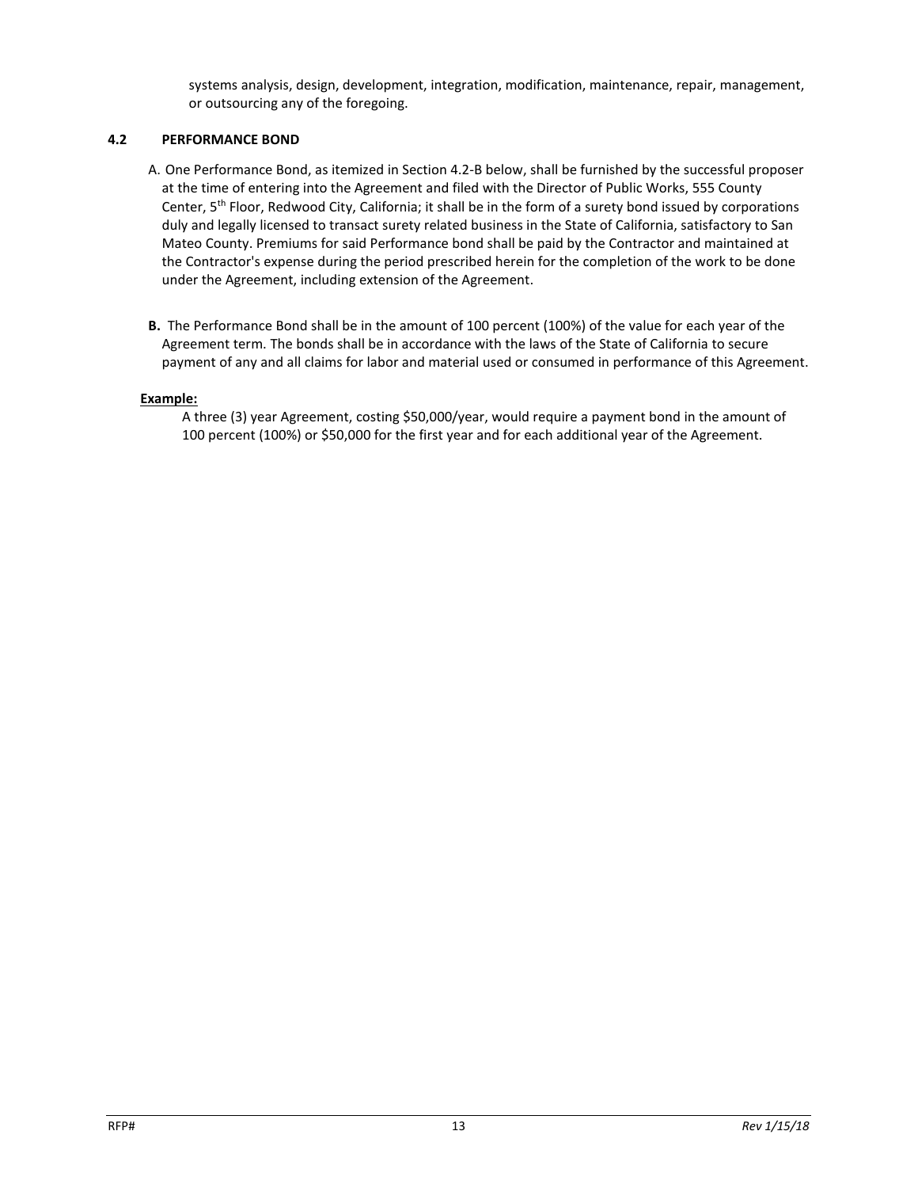systems analysis, design, development, integration, modification, maintenance, repair, management, or outsourcing any of the foregoing.

### 4.2 PERFORMANCE BOND

A. One Performance Bond, as itemized in Section 4.2-B below, shall be furnished by the successful proposer at the time of entering into the Agreement and filed with the Director of Public Works, 555 County Center, 5th Floor, Redwood City, California; it shall be in the form of a surety bond issued by corporations duly and legally licensed to transact surety related business in the State of California, satisfactory to San Mateo County. Premiums for said Performance bond shall be paid by the Contractor and maintained at the Contractor's expense during the period prescribed herein for the completion of the work to be done under the Agreement, including extension of the Agreement.

**B.** The Performance Bond shall be in the amount of 100 percent (100%) of the value for each year of the Agreement term. The bonds shall be in accordance with the laws of the State of California to secure payment of any and all claims for labor and material used or consumed in performance of this Agreement.

**Example:**

A three (3) year Agreement, costing $50,000/year, would require a payment bond in the amount of 100 percent (100%) or $50,000 for the first year and for each additional year of the Agreement.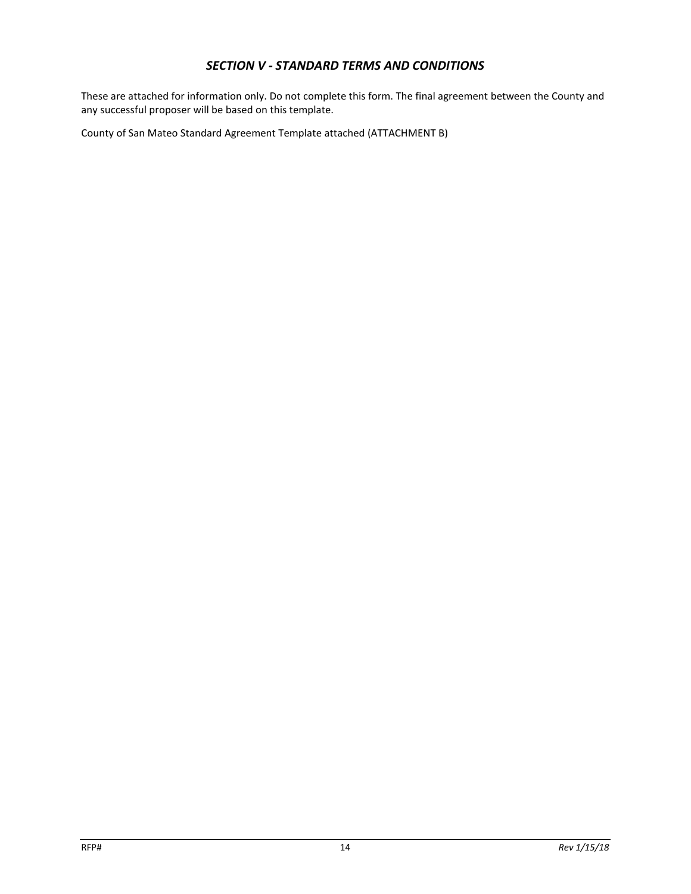## *SECTION V - STANDARD TERMS AND CONDITIONS*

These are attached for information only. Do not complete this form. The final agreement between the County and any successful proposer will be based on this template.

County of San Mateo Standard Agreement Template attached (ATTACHMENT B)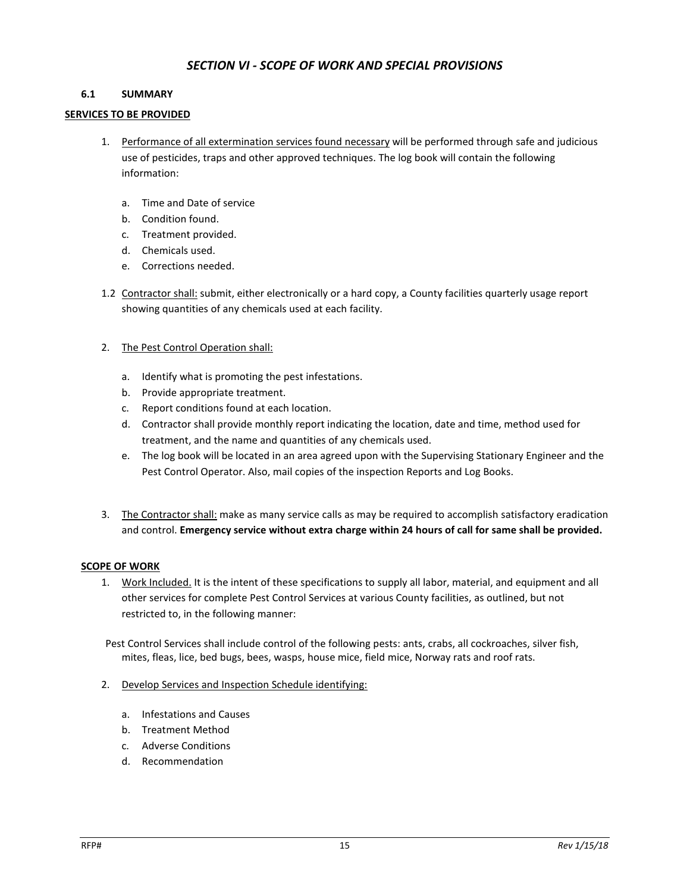## *SECTION VI - SCOPE OF WORK AND SPECIAL PROVISIONS*

### 6.1 SUMMARY

**SERVICES TO BE PROVIDED**

1. Performance of all extermination services found necessary will be performed through safe and judicious use of pesticides, traps and other approved techniques. The log book will contain the following information:

   a. Time and Date of service
   b. Condition found.
   c. Treatment provided.
   d. Chemicals used.
   e. Corrections needed.

1.2 Contractor shall: submit, either electronically or a hard copy, a County facilities quarterly usage report showing quantities of any chemicals used at each facility.

2. The Pest Control Operation shall:

   a. Identify what is promoting the pest infestations.
   b. Provide appropriate treatment.
   c. Report conditions found at each location.
   d. Contractor shall provide monthly report indicating the location, date and time, method used for treatment, and the name and quantities of any chemicals used.
   e. The log book will be located in an area agreed upon with the Supervising Stationary Engineer and the Pest Control Operator. Also, mail copies of the inspection Reports and Log Books.

3. The Contractor shall: make as many service calls as may be required to accomplish satisfactory eradication and control. **Emergency service without extra charge within 24 hours of call for same shall be provided.**

**SCOPE OF WORK**

1. Work Included. It is the intent of these specifications to supply all labor, material, and equipment and all other services for complete Pest Control Services at various County facilities, as outlined, but not restricted to, in the following manner:

   Pest Control Services shall include control of the following pests: ants, crabs, all cockroaches, silver fish, mites, fleas, lice, bed bugs, bees, wasps, house mice, field mice, Norway rats and roof rats.

2. Develop Services and Inspection Schedule identifying:

   a. Infestations and Causes
   b. Treatment Method
   c. Adverse Conditions
   d. Recommendation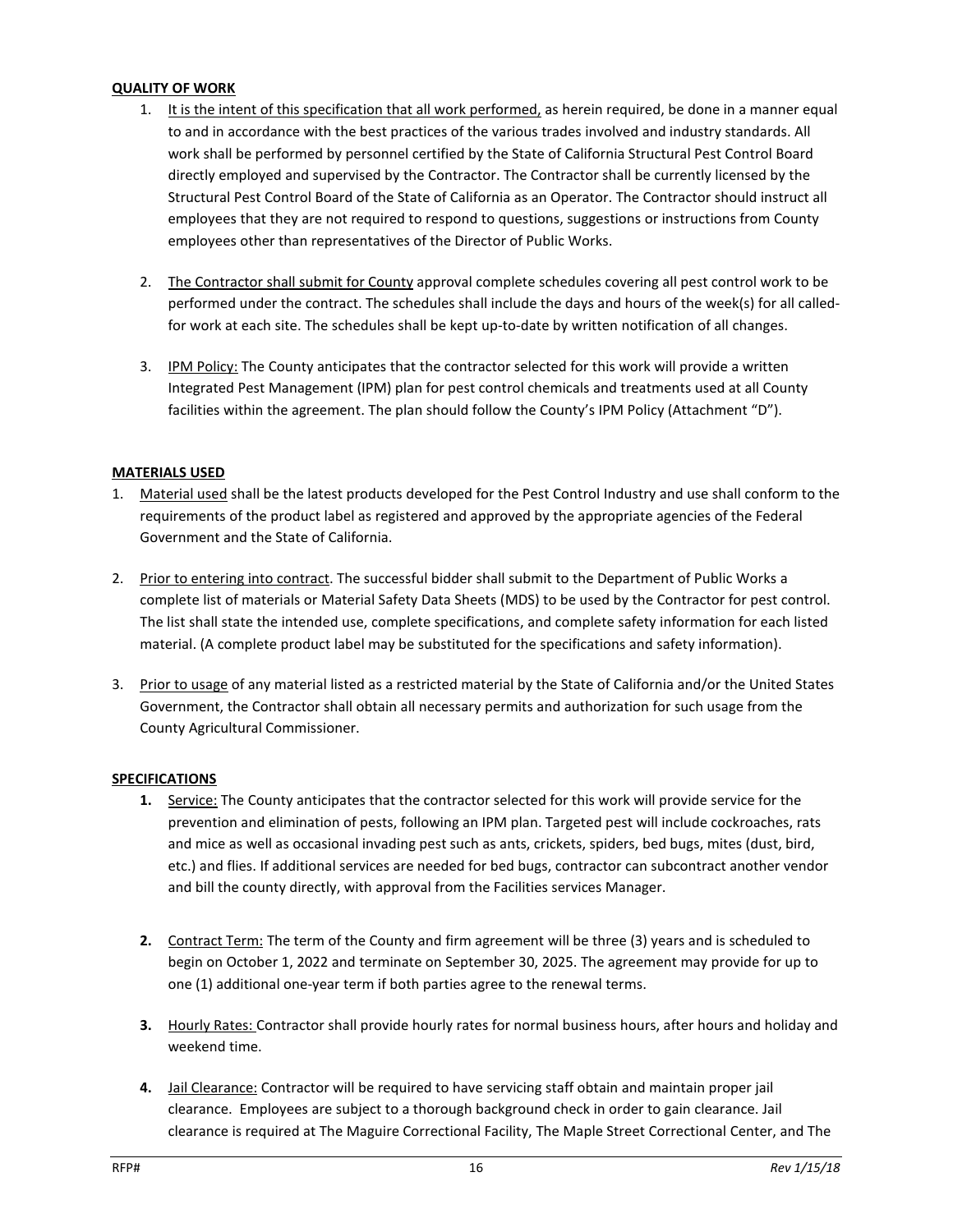**QUALITY OF WORK**

1. It is the intent of this specification that all work performed, as herein required, be done in a manner equal to and in accordance with the best practices of the various trades involved and industry standards. All work shall be performed by personnel certified by the State of California Structural Pest Control Board directly employed and supervised by the Contractor. The Contractor shall be currently licensed by the Structural Pest Control Board of the State of California as an Operator. The Contractor should instruct all employees that they are not required to respond to questions, suggestions or instructions from County employees other than representatives of the Director of Public Works.

2. The Contractor shall submit for County approval complete schedules covering all pest control work to be performed under the contract. The schedules shall include the days and hours of the week(s) for all called-for work at each site. The schedules shall be kept up-to-date by written notification of all changes.

3. IPM Policy: The County anticipates that the contractor selected for this work will provide a written Integrated Pest Management (IPM) plan for pest control chemicals and treatments used at all County facilities within the agreement. The plan should follow the County's IPM Policy (Attachment "D").

**MATERIALS USED**

1. Material used shall be the latest products developed for the Pest Control Industry and use shall conform to the requirements of the product label as registered and approved by the appropriate agencies of the Federal Government and the State of California.

2. Prior to entering into contract. The successful bidder shall submit to the Department of Public Works a complete list of materials or Material Safety Data Sheets (MDS) to be used by the Contractor for pest control. The list shall state the intended use, complete specifications, and complete safety information for each listed material. (A complete product label may be substituted for the specifications and safety information).

3. Prior to usage of any material listed as a restricted material by the State of California and/or the United States Government, the Contractor shall obtain all necessary permits and authorization for such usage from the County Agricultural Commissioner.

**SPECIFICATIONS**

1. Service: The County anticipates that the contractor selected for this work will provide service for the prevention and elimination of pests, following an IPM plan. Targeted pest will include cockroaches, rats and mice as well as occasional invading pest such as ants, crickets, spiders, bed bugs, mites (dust, bird, etc.) and flies. If additional services are needed for bed bugs, contractor can subcontract another vendor and bill the county directly, with approval from the Facilities services Manager.

2. Contract Term: The term of the County and firm agreement will be three (3) years and is scheduled to begin on October 1, 2022 and terminate on September 30, 2025. The agreement may provide for up to one (1) additional one-year term if both parties agree to the renewal terms.

3. Hourly Rates: Contractor shall provide hourly rates for normal business hours, after hours and holiday and weekend time.

4. Jail Clearance: Contractor will be required to have servicing staff obtain and maintain proper jail clearance. Employees are subject to a thorough background check in order to gain clearance. Jail clearance is required at The Maguire Correctional Facility, The Maple Street Correctional Center, and The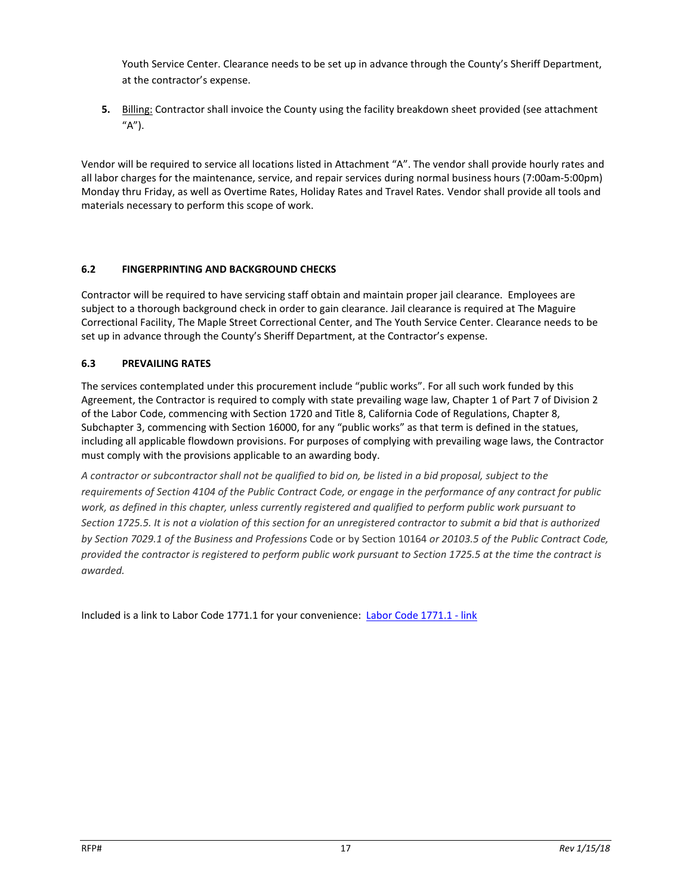Youth Service Center. Clearance needs to be set up in advance through the County's Sheriff Department, at the contractor's expense.

5. Billing: Contractor shall invoice the County using the facility breakdown sheet provided (see attachment "A").

Vendor will be required to service all locations listed in Attachment "A". The vendor shall provide hourly rates and all labor charges for the maintenance, service, and repair services during normal business hours (7:00am-5:00pm) Monday thru Friday, as well as Overtime Rates, Holiday Rates and Travel Rates. Vendor shall provide all tools and materials necessary to perform this scope of work.

### 6.2 FINGERPRINTING AND BACKGROUND CHECKS

Contractor will be required to have servicing staff obtain and maintain proper jail clearance. Employees are subject to a thorough background check in order to gain clearance. Jail clearance is required at The Maguire Correctional Facility, The Maple Street Correctional Center, and The Youth Service Center. Clearance needs to be set up in advance through the County's Sheriff Department, at the Contractor's expense.

### 6.3 PREVAILING RATES

The services contemplated under this procurement include "public works". For all such work funded by this Agreement, the Contractor is required to comply with state prevailing wage law, Chapter 1 of Part 7 of Division 2 of the Labor Code, commencing with Section 1720 and Title 8, California Code of Regulations, Chapter 8, Subchapter 3, commencing with Section 16000, for any "public works" as that term is defined in the statues, including all applicable flowdown provisions. For purposes of complying with prevailing wage laws, the Contractor must comply with the provisions applicable to an awarding body.

*A contractor or subcontractor shall not be qualified to bid on, be listed in a bid proposal, subject to the requirements of Section 4104 of the Public Contract Code, or engage in the performance of any contract for public work, as defined in this chapter, unless currently registered and qualified to perform public work pursuant to Section 1725.5. It is not a violation of this section for an unregistered contractor to submit a bid that is authorized by Section 7029.1 of the Business and Professions* Code or by Section 10164 *or 20103.5 of the Public Contract Code, provided the contractor is registered to perform public work pursuant to Section 1725.5 at the time the contract is awarded.*

Included is a link to Labor Code 1771.1 for your convenience: [Labor Code 1771.1 - link]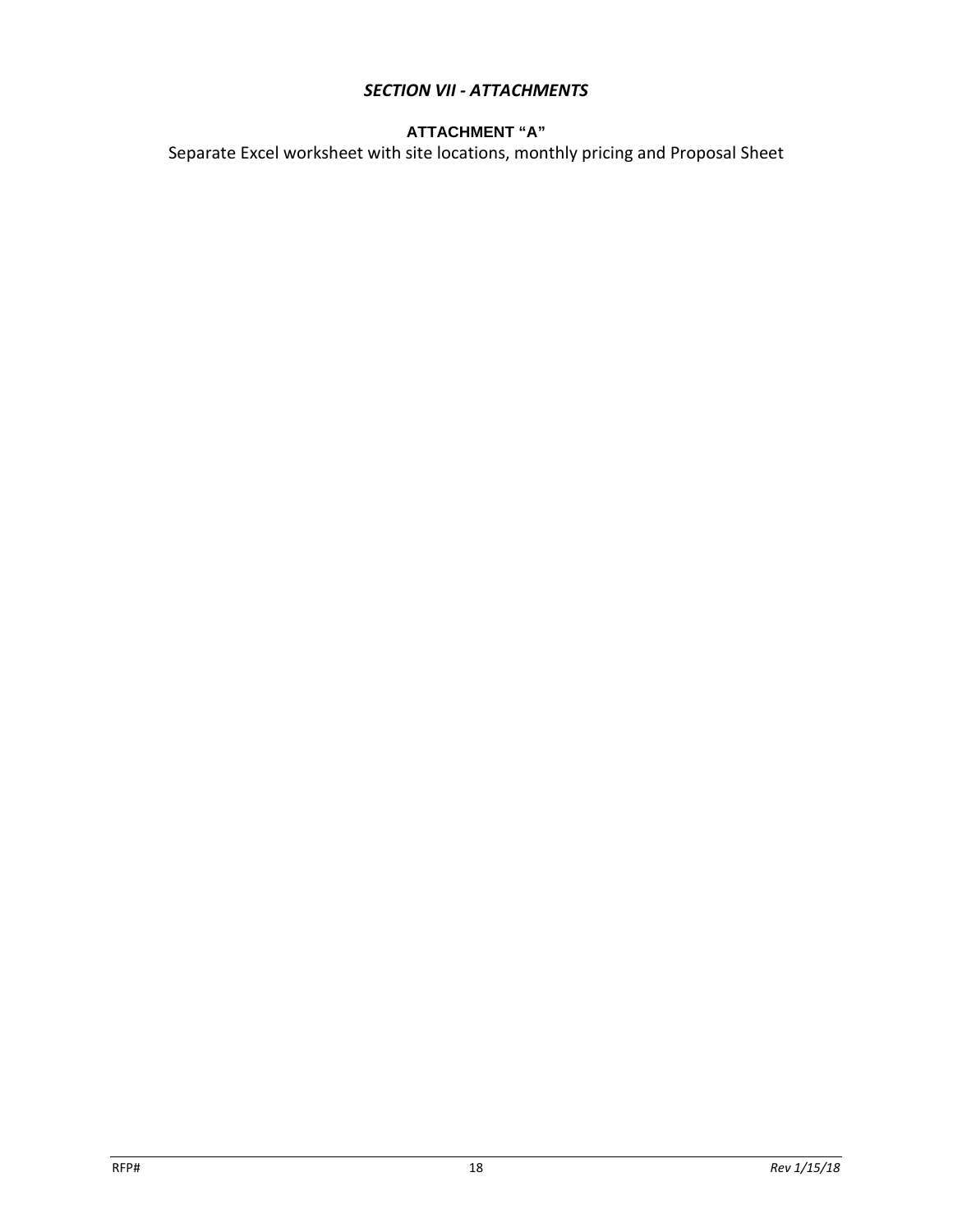## *SECTION VII - ATTACHMENTS*

### ATTACHMENT "A"

Separate Excel worksheet with site locations, monthly pricing and Proposal Sheet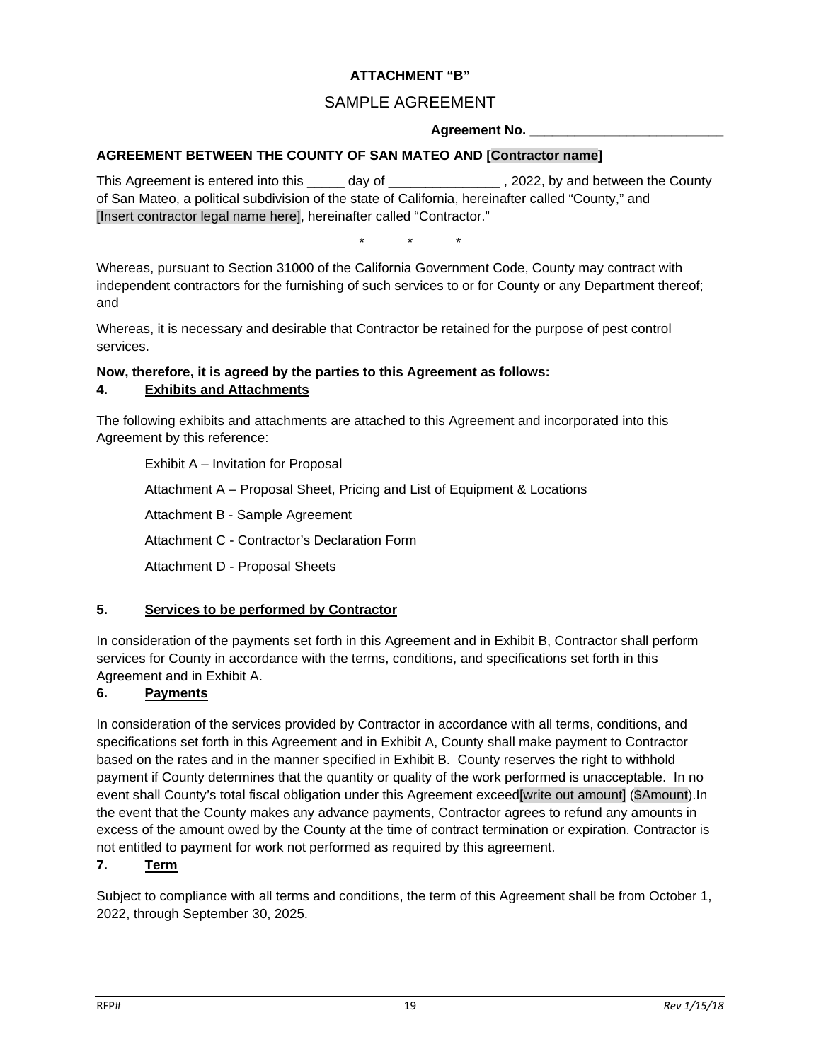**ATTACHMENT “B”**

SAMPLE AGREEMENT

**Agreement No. \_\_\_\_\_\_\_\_\_\_\_\_\_\_\_\_\_\_\_\_\_\_\_\_\_\_**

**AGREEMENT BETWEEN THE COUNTY OF SAN MATEO AND [Contractor name]**

This Agreement is entered into this _____ day of _______________ , 2022, by and between the County of San Mateo, a political subdivision of the state of California, hereinafter called “County,” and [Insert contractor legal name here], hereinafter called “Contractor.”

\* \* \*

Whereas, pursuant to Section 31000 of the California Government Code, County may contract with independent contractors for the furnishing of such services to or for County or any Department thereof; and

Whereas, it is necessary and desirable that Contractor be retained for the purpose of pest control services.

**Now, therefore, it is agreed by the parties to this Agreement as follows:**

**4. Exhibits and Attachments**

The following exhibits and attachments are attached to this Agreement and incorporated into this Agreement by this reference:

Exhibit A – Invitation for Proposal

Attachment A – Proposal Sheet, Pricing and List of Equipment & Locations

Attachment B - Sample Agreement

Attachment C - Contractor’s Declaration Form

Attachment D - Proposal Sheets

**5. Services to be performed by Contractor**

In consideration of the payments set forth in this Agreement and in Exhibit B, Contractor shall perform services for County in accordance with the terms, conditions, and specifications set forth in this Agreement and in Exhibit A.

**6. Payments**

In consideration of the services provided by Contractor in accordance with all terms, conditions, and specifications set forth in this Agreement and in Exhibit A, County shall make payment to Contractor based on the rates and in the manner specified in Exhibit B. County reserves the right to withhold payment if County determines that the quantity or quality of the work performed is unacceptable. In no event shall County’s total fiscal obligation under this Agreement exceed[write out amount] ($Amount).In the event that the County makes any advance payments, Contractor agrees to refund any amounts in excess of the amount owed by the County at the time of contract termination or expiration. Contractor is not entitled to payment for work not performed as required by this agreement.

**7. Term**

Subject to compliance with all terms and conditions, the term of this Agreement shall be from October 1, 2022, through September 30, 2025.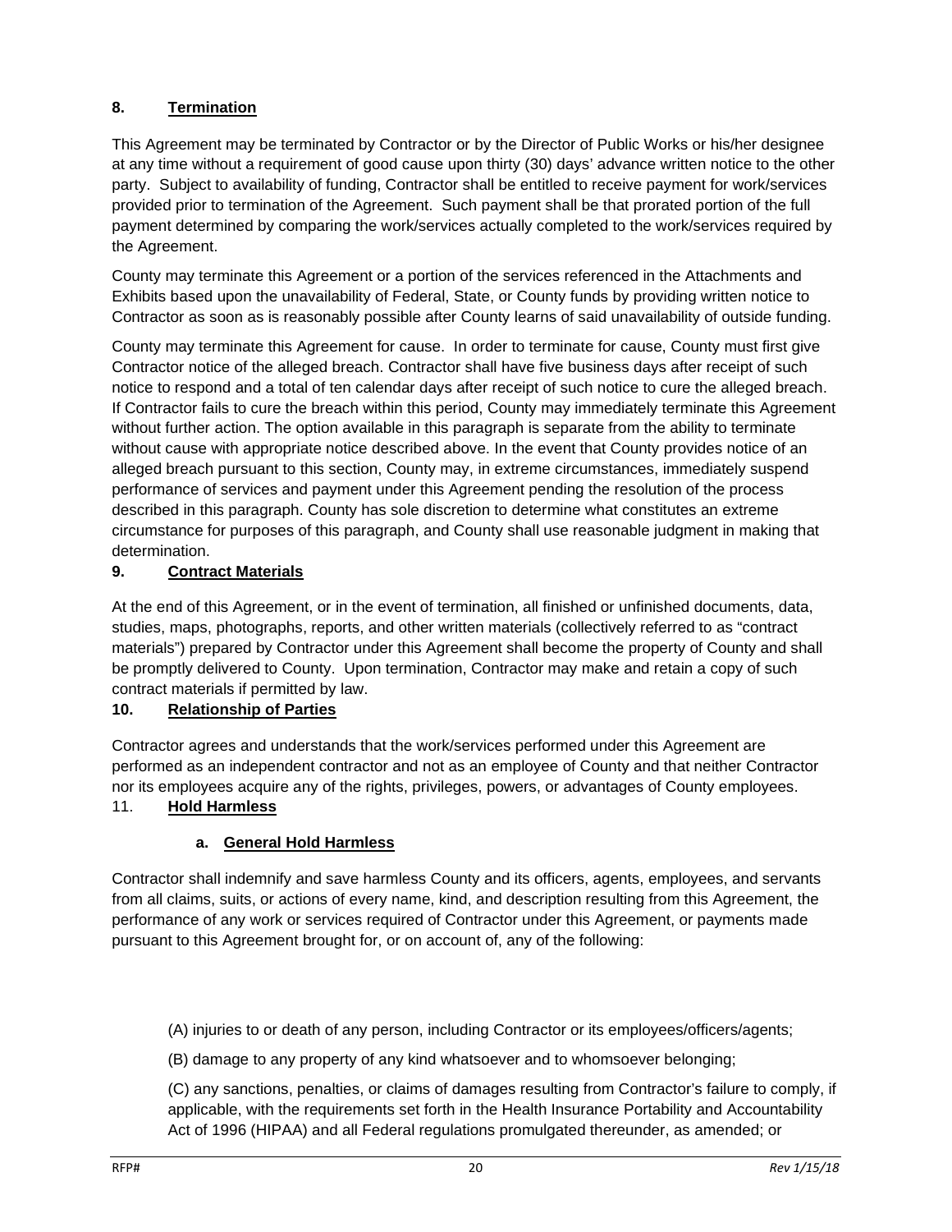## 8. Termination

This Agreement may be terminated by Contractor or by the Director of Public Works or his/her designee at any time without a requirement of good cause upon thirty (30) days' advance written notice to the other party. Subject to availability of funding, Contractor shall be entitled to receive payment for work/services provided prior to termination of the Agreement. Such payment shall be that prorated portion of the full payment determined by comparing the work/services actually completed to the work/services required by the Agreement.

County may terminate this Agreement or a portion of the services referenced in the Attachments and Exhibits based upon the unavailability of Federal, State, or County funds by providing written notice to Contractor as soon as is reasonably possible after County learns of said unavailability of outside funding.

County may terminate this Agreement for cause. In order to terminate for cause, County must first give Contractor notice of the alleged breach. Contractor shall have five business days after receipt of such notice to respond and a total of ten calendar days after receipt of such notice to cure the alleged breach. If Contractor fails to cure the breach within this period, County may immediately terminate this Agreement without further action. The option available in this paragraph is separate from the ability to terminate without cause with appropriate notice described above. In the event that County provides notice of an alleged breach pursuant to this section, County may, in extreme circumstances, immediately suspend performance of services and payment under this Agreement pending the resolution of the process described in this paragraph. County has sole discretion to determine what constitutes an extreme circumstance for purposes of this paragraph, and County shall use reasonable judgment in making that determination.

## 9. Contract Materials

At the end of this Agreement, or in the event of termination, all finished or unfinished documents, data, studies, maps, photographs, reports, and other written materials (collectively referred to as "contract materials") prepared by Contractor under this Agreement shall become the property of County and shall be promptly delivered to County. Upon termination, Contractor may make and retain a copy of such contract materials if permitted by law.

## 10. Relationship of Parties

Contractor agrees and understands that the work/services performed under this Agreement are performed as an independent contractor and not as an employee of County and that neither Contractor nor its employees acquire any of the rights, privileges, powers, or advantages of County employees.

## 11. Hold Harmless

### a. General Hold Harmless

Contractor shall indemnify and save harmless County and its officers, agents, employees, and servants from all claims, suits, or actions of every name, kind, and description resulting from this Agreement, the performance of any work or services required of Contractor under this Agreement, or payments made pursuant to this Agreement brought for, or on account of, any of the following:

(A) injuries to or death of any person, including Contractor or its employees/officers/agents;

(B) damage to any property of any kind whatsoever and to whomsoever belonging;

(C) any sanctions, penalties, or claims of damages resulting from Contractor's failure to comply, if applicable, with the requirements set forth in the Health Insurance Portability and Accountability Act of 1996 (HIPAA) and all Federal regulations promulgated thereunder, as amended; or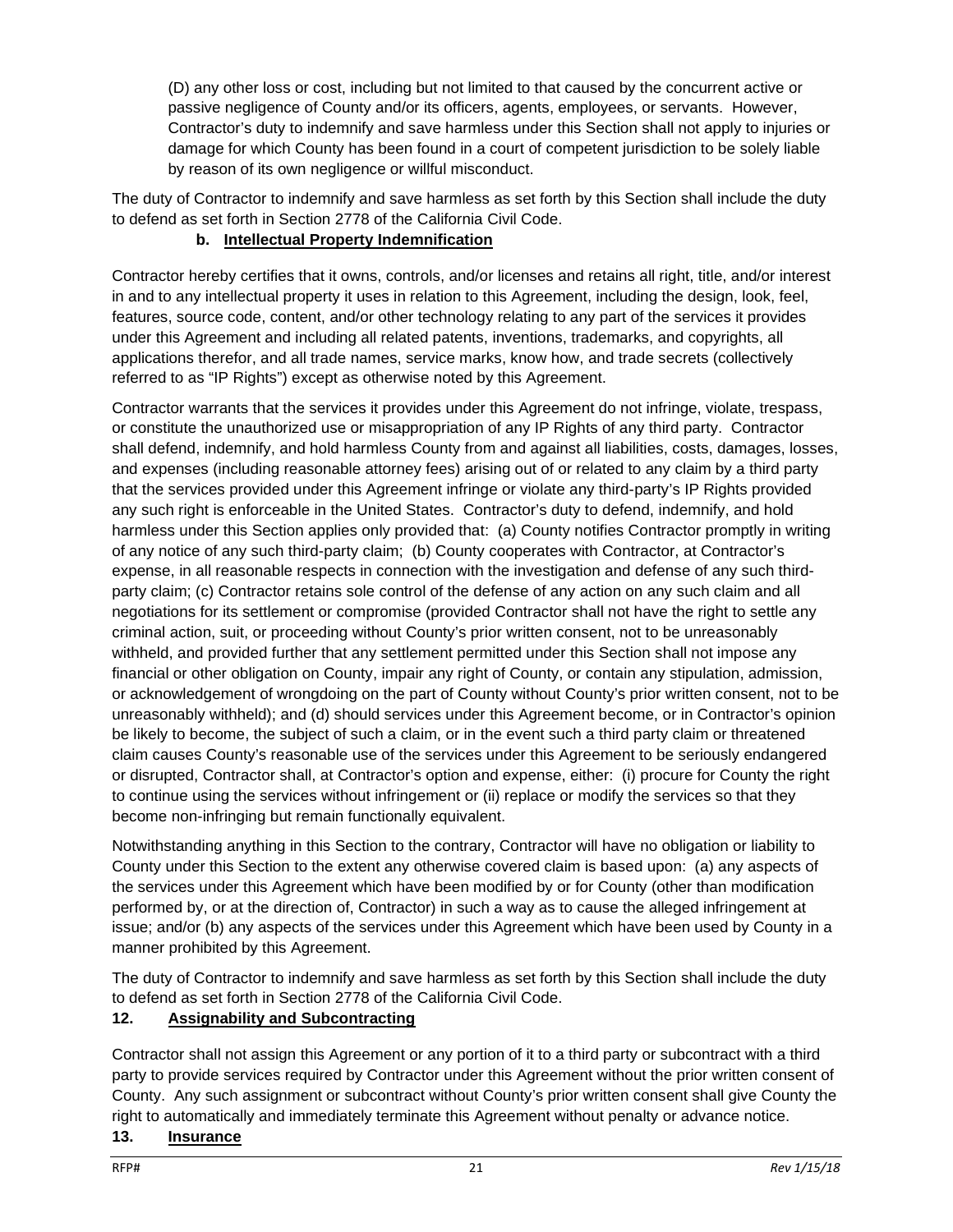(D) any other loss or cost, including but not limited to that caused by the concurrent active or passive negligence of County and/or its officers, agents, employees, or servants. However, Contractor's duty to indemnify and save harmless under this Section shall not apply to injuries or damage for which County has been found in a court of competent jurisdiction to be solely liable by reason of its own negligence or willful misconduct.

The duty of Contractor to indemnify and save harmless as set forth by this Section shall include the duty to defend as set forth in Section 2778 of the California Civil Code.

### b. Intellectual Property Indemnification

Contractor hereby certifies that it owns, controls, and/or licenses and retains all right, title, and/or interest in and to any intellectual property it uses in relation to this Agreement, including the design, look, feel, features, source code, content, and/or other technology relating to any part of the services it provides under this Agreement and including all related patents, inventions, trademarks, and copyrights, all applications therefor, and all trade names, service marks, know how, and trade secrets (collectively referred to as "IP Rights") except as otherwise noted by this Agreement.

Contractor warrants that the services it provides under this Agreement do not infringe, violate, trespass, or constitute the unauthorized use or misappropriation of any IP Rights of any third party. Contractor shall defend, indemnify, and hold harmless County from and against all liabilities, costs, damages, losses, and expenses (including reasonable attorney fees) arising out of or related to any claim by a third party that the services provided under this Agreement infringe or violate any third-party's IP Rights provided any such right is enforceable in the United States. Contractor's duty to defend, indemnify, and hold harmless under this Section applies only provided that: (a) County notifies Contractor promptly in writing of any notice of any such third-party claim; (b) County cooperates with Contractor, at Contractor's expense, in all reasonable respects in connection with the investigation and defense of any such third-party claim; (c) Contractor retains sole control of the defense of any action on any such claim and all negotiations for its settlement or compromise (provided Contractor shall not have the right to settle any criminal action, suit, or proceeding without County's prior written consent, not to be unreasonably withheld, and provided further that any settlement permitted under this Section shall not impose any financial or other obligation on County, impair any right of County, or contain any stipulation, admission, or acknowledgement of wrongdoing on the part of County without County's prior written consent, not to be unreasonably withheld); and (d) should services under this Agreement become, or in Contractor's opinion be likely to become, the subject of such a claim, or in the event such a third party claim or threatened claim causes County's reasonable use of the services under this Agreement to be seriously endangered or disrupted, Contractor shall, at Contractor's option and expense, either: (i) procure for County the right to continue using the services without infringement or (ii) replace or modify the services so that they become non-infringing but remain functionally equivalent.

Notwithstanding anything in this Section to the contrary, Contractor will have no obligation or liability to County under this Section to the extent any otherwise covered claim is based upon: (a) any aspects of the services under this Agreement which have been modified by or for County (other than modification performed by, or at the direction of, Contractor) in such a way as to cause the alleged infringement at issue; and/or (b) any aspects of the services under this Agreement which have been used by County in a manner prohibited by this Agreement.

The duty of Contractor to indemnify and save harmless as set forth by this Section shall include the duty to defend as set forth in Section 2778 of the California Civil Code.

## 12. Assignability and Subcontracting

Contractor shall not assign this Agreement or any portion of it to a third party or subcontract with a third party to provide services required by Contractor under this Agreement without the prior written consent of County. Any such assignment or subcontract without County's prior written consent shall give County the right to automatically and immediately terminate this Agreement without penalty or advance notice.

## 13. Insurance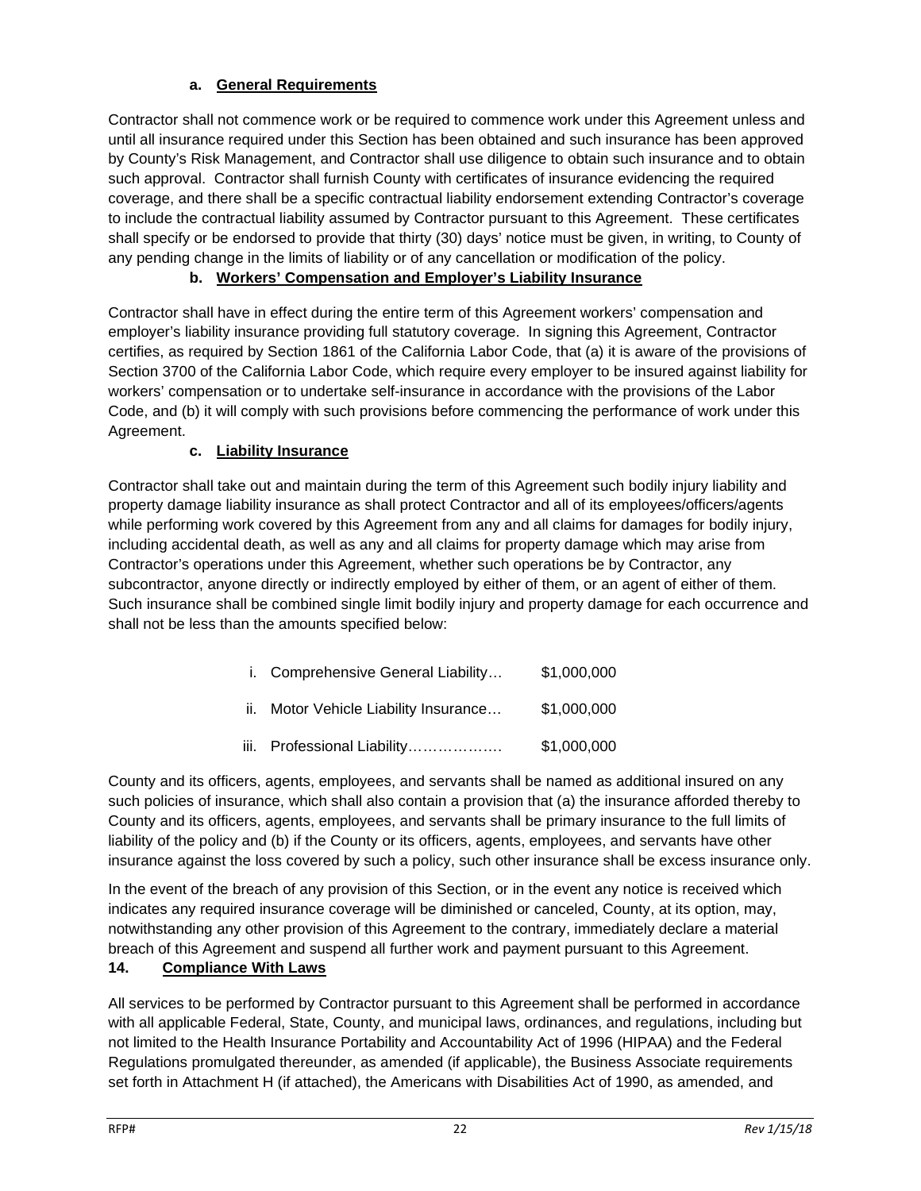### a. General Requirements

Contractor shall not commence work or be required to commence work under this Agreement unless and until all insurance required under this Section has been obtained and such insurance has been approved by County's Risk Management, and Contractor shall use diligence to obtain such insurance and to obtain such approval. Contractor shall furnish County with certificates of insurance evidencing the required coverage, and there shall be a specific contractual liability endorsement extending Contractor's coverage to include the contractual liability assumed by Contractor pursuant to this Agreement. These certificates shall specify or be endorsed to provide that thirty (30) days' notice must be given, in writing, to County of any pending change in the limits of liability or of any cancellation or modification of the policy.

### b. Workers' Compensation and Employer's Liability Insurance

Contractor shall have in effect during the entire term of this Agreement workers' compensation and employer's liability insurance providing full statutory coverage. In signing this Agreement, Contractor certifies, as required by Section 1861 of the California Labor Code, that (a) it is aware of the provisions of Section 3700 of the California Labor Code, which require every employer to be insured against liability for workers' compensation or to undertake self-insurance in accordance with the provisions of the Labor Code, and (b) it will comply with such provisions before commencing the performance of work under this Agreement.

### c. Liability Insurance

Contractor shall take out and maintain during the term of this Agreement such bodily injury liability and property damage liability insurance as shall protect Contractor and all of its employees/officers/agents while performing work covered by this Agreement from any and all claims for damages for bodily injury, including accidental death, as well as any and all claims for property damage which may arise from Contractor's operations under this Agreement, whether such operations be by Contractor, any subcontractor, anyone directly or indirectly employed by either of them, or an agent of either of them. Such insurance shall be combined single limit bodily injury and property damage for each occurrence and shall not be less than the amounts specified below:

i. Comprehensive General Liability… $1,000,000

ii. Motor Vehicle Liability Insurance… $1,000,000

iii. Professional Liability………………. $1,000,000

County and its officers, agents, employees, and servants shall be named as additional insured on any such policies of insurance, which shall also contain a provision that (a) the insurance afforded thereby to County and its officers, agents, employees, and servants shall be primary insurance to the full limits of liability of the policy and (b) if the County or its officers, agents, employees, and servants have other insurance against the loss covered by such a policy, such other insurance shall be excess insurance only.

In the event of the breach of any provision of this Section, or in the event any notice is received which indicates any required insurance coverage will be diminished or canceled, County, at its option, may, notwithstanding any other provision of this Agreement to the contrary, immediately declare a material breach of this Agreement and suspend all further work and payment pursuant to this Agreement.

## 14. Compliance With Laws

All services to be performed by Contractor pursuant to this Agreement shall be performed in accordance with all applicable Federal, State, County, and municipal laws, ordinances, and regulations, including but not limited to the Health Insurance Portability and Accountability Act of 1996 (HIPAA) and the Federal Regulations promulgated thereunder, as amended (if applicable), the Business Associate requirements set forth in Attachment H (if attached), the Americans with Disabilities Act of 1990, as amended, and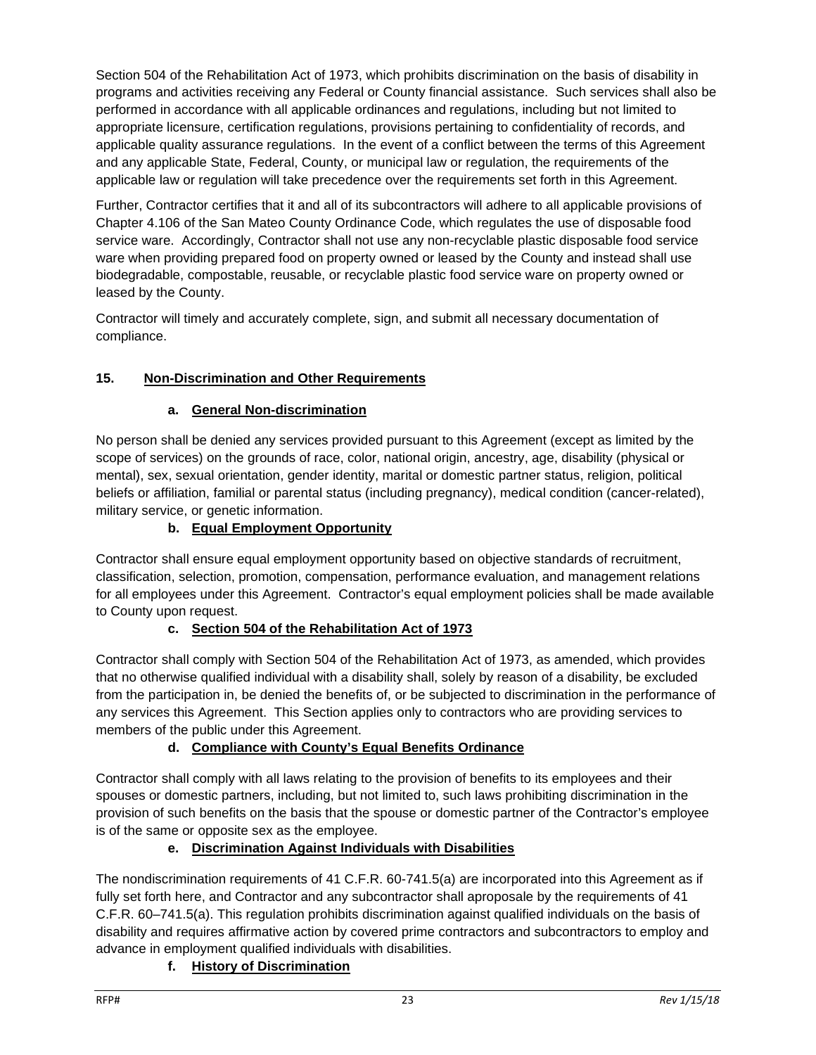Section 504 of the Rehabilitation Act of 1973, which prohibits discrimination on the basis of disability in programs and activities receiving any Federal or County financial assistance. Such services shall also be performed in accordance with all applicable ordinances and regulations, including but not limited to appropriate licensure, certification regulations, provisions pertaining to confidentiality of records, and applicable quality assurance regulations. In the event of a conflict between the terms of this Agreement and any applicable State, Federal, County, or municipal law or regulation, the requirements of the applicable law or regulation will take precedence over the requirements set forth in this Agreement.

Further, Contractor certifies that it and all of its subcontractors will adhere to all applicable provisions of Chapter 4.106 of the San Mateo County Ordinance Code, which regulates the use of disposable food service ware. Accordingly, Contractor shall not use any non-recyclable plastic disposable food service ware when providing prepared food on property owned or leased by the County and instead shall use biodegradable, compostable, reusable, or recyclable plastic food service ware on property owned or leased by the County.

Contractor will timely and accurately complete, sign, and submit all necessary documentation of compliance.

## 15. Non-Discrimination and Other Requirements

### a. General Non-discrimination

No person shall be denied any services provided pursuant to this Agreement (except as limited by the scope of services) on the grounds of race, color, national origin, ancestry, age, disability (physical or mental), sex, sexual orientation, gender identity, marital or domestic partner status, religion, political beliefs or affiliation, familial or parental status (including pregnancy), medical condition (cancer-related), military service, or genetic information.

### b. Equal Employment Opportunity

Contractor shall ensure equal employment opportunity based on objective standards of recruitment, classification, selection, promotion, compensation, performance evaluation, and management relations for all employees under this Agreement. Contractor's equal employment policies shall be made available to County upon request.

### c. Section 504 of the Rehabilitation Act of 1973

Contractor shall comply with Section 504 of the Rehabilitation Act of 1973, as amended, which provides that no otherwise qualified individual with a disability shall, solely by reason of a disability, be excluded from the participation in, be denied the benefits of, or be subjected to discrimination in the performance of any services this Agreement. This Section applies only to contractors who are providing services to members of the public under this Agreement.

### d. Compliance with County's Equal Benefits Ordinance

Contractor shall comply with all laws relating to the provision of benefits to its employees and their spouses or domestic partners, including, but not limited to, such laws prohibiting discrimination in the provision of such benefits on the basis that the spouse or domestic partner of the Contractor's employee is of the same or opposite sex as the employee.

### e. Discrimination Against Individuals with Disabilities

The nondiscrimination requirements of 41 C.F.R. 60-741.5(a) are incorporated into this Agreement as if fully set forth here, and Contractor and any subcontractor shall aproposale by the requirements of 41 C.F.R. 60–741.5(a). This regulation prohibits discrimination against qualified individuals on the basis of disability and requires affirmative action by covered prime contractors and subcontractors to employ and advance in employment qualified individuals with disabilities.

### f. History of Discrimination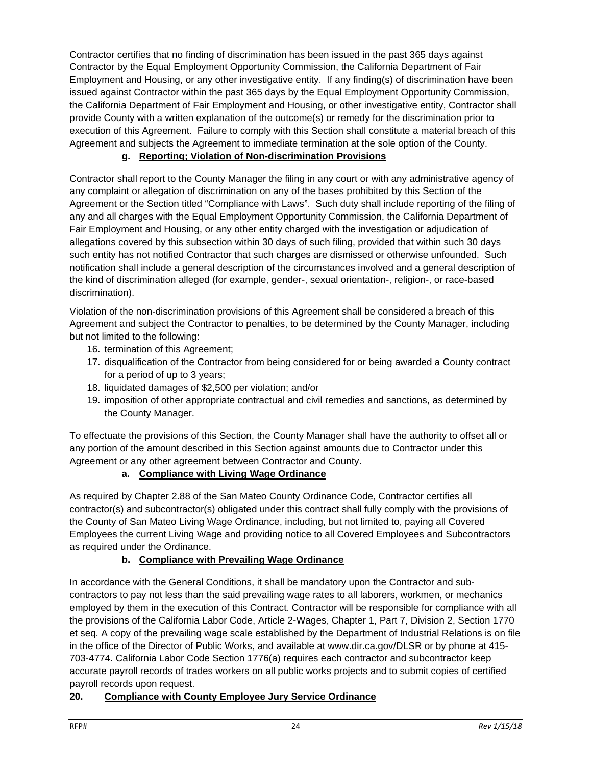Contractor certifies that no finding of discrimination has been issued in the past 365 days against Contractor by the Equal Employment Opportunity Commission, the California Department of Fair Employment and Housing, or any other investigative entity. If any finding(s) of discrimination have been issued against Contractor within the past 365 days by the Equal Employment Opportunity Commission, the California Department of Fair Employment and Housing, or other investigative entity, Contractor shall provide County with a written explanation of the outcome(s) or remedy for the discrimination prior to execution of this Agreement. Failure to comply with this Section shall constitute a material breach of this Agreement and subjects the Agreement to immediate termination at the sole option of the County.

**g. Reporting; Violation of Non-discrimination Provisions**

Contractor shall report to the County Manager the filing in any court or with any administrative agency of any complaint or allegation of discrimination on any of the bases prohibited by this Section of the Agreement or the Section titled "Compliance with Laws". Such duty shall include reporting of the filing of any and all charges with the Equal Employment Opportunity Commission, the California Department of Fair Employment and Housing, or any other entity charged with the investigation or adjudication of allegations covered by this subsection within 30 days of such filing, provided that within such 30 days such entity has not notified Contractor that such charges are dismissed or otherwise unfounded. Such notification shall include a general description of the circumstances involved and a general description of the kind of discrimination alleged (for example, gender-, sexual orientation-, religion-, or race-based discrimination).

Violation of the non-discrimination provisions of this Agreement shall be considered a breach of this Agreement and subject the Contractor to penalties, to be determined by the County Manager, including but not limited to the following:

16. termination of this Agreement;
17. disqualification of the Contractor from being considered for or being awarded a County contract for a period of up to 3 years;
18. liquidated damages of $2,500 per violation; and/or
19. imposition of other appropriate contractual and civil remedies and sanctions, as determined by the County Manager.

To effectuate the provisions of this Section, the County Manager shall have the authority to offset all or any portion of the amount described in this Section against amounts due to Contractor under this Agreement or any other agreement between Contractor and County.

**a. Compliance with Living Wage Ordinance**

As required by Chapter 2.88 of the San Mateo County Ordinance Code, Contractor certifies all contractor(s) and subcontractor(s) obligated under this contract shall fully comply with the provisions of the County of San Mateo Living Wage Ordinance, including, but not limited to, paying all Covered Employees the current Living Wage and providing notice to all Covered Employees and Subcontractors as required under the Ordinance.

**b. Compliance with Prevailing Wage Ordinance**

In accordance with the General Conditions, it shall be mandatory upon the Contractor and sub-contractors to pay not less than the said prevailing wage rates to all laborers, workmen, or mechanics employed by them in the execution of this Contract. Contractor will be responsible for compliance with all the provisions of the California Labor Code, Article 2-Wages, Chapter 1, Part 7, Division 2, Section 1770 et seq. A copy of the prevailing wage scale established by the Department of Industrial Relations is on file in the office of the Director of Public Works, and available at www.dir.ca.gov/DLSR or by phone at 415-703-4774. California Labor Code Section 1776(a) requires each contractor and subcontractor keep accurate payroll records of trades workers on all public works projects and to submit copies of certified payroll records upon request.

**20. Compliance with County Employee Jury Service Ordinance**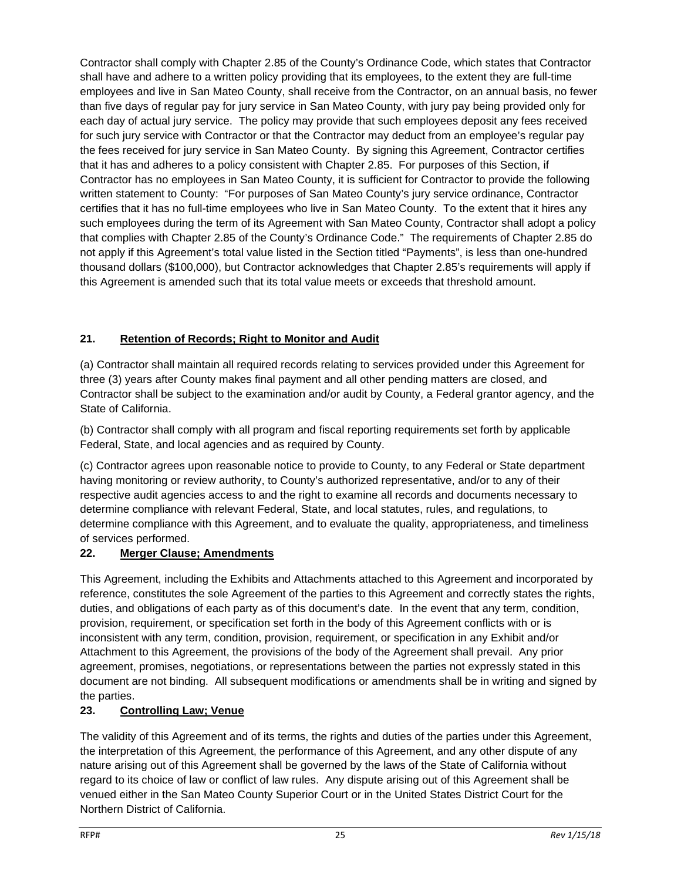Contractor shall comply with Chapter 2.85 of the County's Ordinance Code, which states that Contractor shall have and adhere to a written policy providing that its employees, to the extent they are full-time employees and live in San Mateo County, shall receive from the Contractor, on an annual basis, no fewer than five days of regular pay for jury service in San Mateo County, with jury pay being provided only for each day of actual jury service. The policy may provide that such employees deposit any fees received for such jury service with Contractor or that the Contractor may deduct from an employee's regular pay the fees received for jury service in San Mateo County. By signing this Agreement, Contractor certifies that it has and adheres to a policy consistent with Chapter 2.85. For purposes of this Section, if Contractor has no employees in San Mateo County, it is sufficient for Contractor to provide the following written statement to County: "For purposes of San Mateo County's jury service ordinance, Contractor certifies that it has no full-time employees who live in San Mateo County. To the extent that it hires any such employees during the term of its Agreement with San Mateo County, Contractor shall adopt a policy that complies with Chapter 2.85 of the County's Ordinance Code." The requirements of Chapter 2.85 do not apply if this Agreement's total value listed in the Section titled "Payments", is less than one-hundred thousand dollars ($100,000), but Contractor acknowledges that Chapter 2.85's requirements will apply if this Agreement is amended such that its total value meets or exceeds that threshold amount.

## 21. Retention of Records; Right to Monitor and Audit

(a) Contractor shall maintain all required records relating to services provided under this Agreement for three (3) years after County makes final payment and all other pending matters are closed, and Contractor shall be subject to the examination and/or audit by County, a Federal grantor agency, and the State of California.

(b) Contractor shall comply with all program and fiscal reporting requirements set forth by applicable Federal, State, and local agencies and as required by County.

(c) Contractor agrees upon reasonable notice to provide to County, to any Federal or State department having monitoring or review authority, to County's authorized representative, and/or to any of their respective audit agencies access to and the right to examine all records and documents necessary to determine compliance with relevant Federal, State, and local statutes, rules, and regulations, to determine compliance with this Agreement, and to evaluate the quality, appropriateness, and timeliness of services performed.

## 22. Merger Clause; Amendments

This Agreement, including the Exhibits and Attachments attached to this Agreement and incorporated by reference, constitutes the sole Agreement of the parties to this Agreement and correctly states the rights, duties, and obligations of each party as of this document's date. In the event that any term, condition, provision, requirement, or specification set forth in the body of this Agreement conflicts with or is inconsistent with any term, condition, provision, requirement, or specification in any Exhibit and/or Attachment to this Agreement, the provisions of the body of the Agreement shall prevail. Any prior agreement, promises, negotiations, or representations between the parties not expressly stated in this document are not binding. All subsequent modifications or amendments shall be in writing and signed by the parties.

## 23. Controlling Law; Venue

The validity of this Agreement and of its terms, the rights and duties of the parties under this Agreement, the interpretation of this Agreement, the performance of this Agreement, and any other dispute of any nature arising out of this Agreement shall be governed by the laws of the State of California without regard to its choice of law or conflict of law rules. Any dispute arising out of this Agreement shall be venued either in the San Mateo County Superior Court or in the United States District Court for the Northern District of California.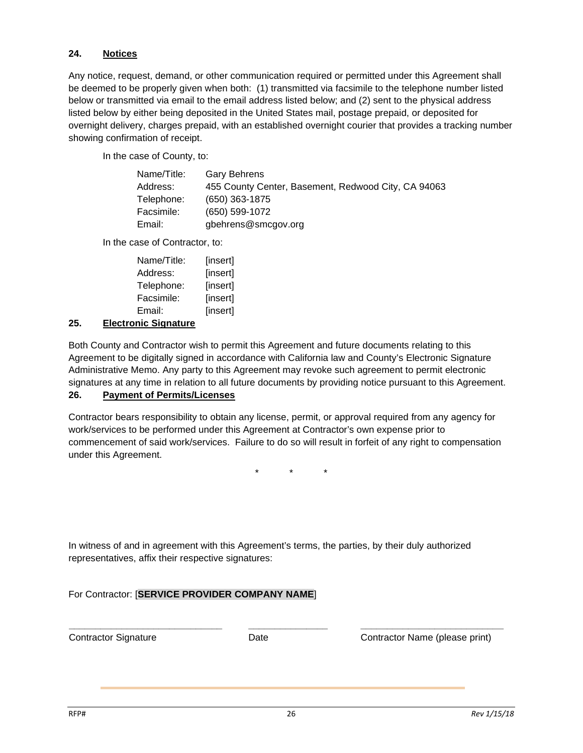## 24. Notices

Any notice, request, demand, or other communication required or permitted under this Agreement shall be deemed to be properly given when both: (1) transmitted via facsimile to the telephone number listed below or transmitted via email to the email address listed below; and (2) sent to the physical address listed below by either being deposited in the United States mail, postage prepaid, or deposited for overnight delivery, charges prepaid, with an established overnight courier that provides a tracking number showing confirmation of receipt.

In the case of County, to:

| | |
|---|---|
| Name/Title: | Gary Behrens |
| Address: | 455 County Center, Basement, Redwood City, CA 94063 |
| Telephone: | (650) 363-1875 |
| Facsimile: | (650) 599-1072 |
| Email: | gbehrens@smcgov.org |

In the case of Contractor, to:

| | |
|---|---|
| Name/Title: | [insert] |
| Address: | [insert] |
| Telephone: | [insert] |
| Facsimile: | [insert] |
| Email: | [insert] |

## 25. Electronic Signature

Both County and Contractor wish to permit this Agreement and future documents relating to this Agreement to be digitally signed in accordance with California law and County's Electronic Signature Administrative Memo. Any party to this Agreement may revoke such agreement to permit electronic signatures at any time in relation to all future documents by providing notice pursuant to this Agreement.

## 26. Payment of Permits/Licenses

Contractor bears responsibility to obtain any license, permit, or approval required from any agency for work/services to be performed under this Agreement at Contractor's own expense prior to commencement of said work/services. Failure to do so will result in forfeit of any right to compensation under this Agreement.

\* \* \*

In witness of and in agreement with this Agreement's terms, the parties, by their duly authorized representatives, affix their respective signatures:

For Contractor: [**SERVICE PROVIDER COMPANY NAME**]

| _____________________________ | _______________ | ___________________________ |
|---|---|---|
| Contractor Signature | Date | Contractor Name (please print) |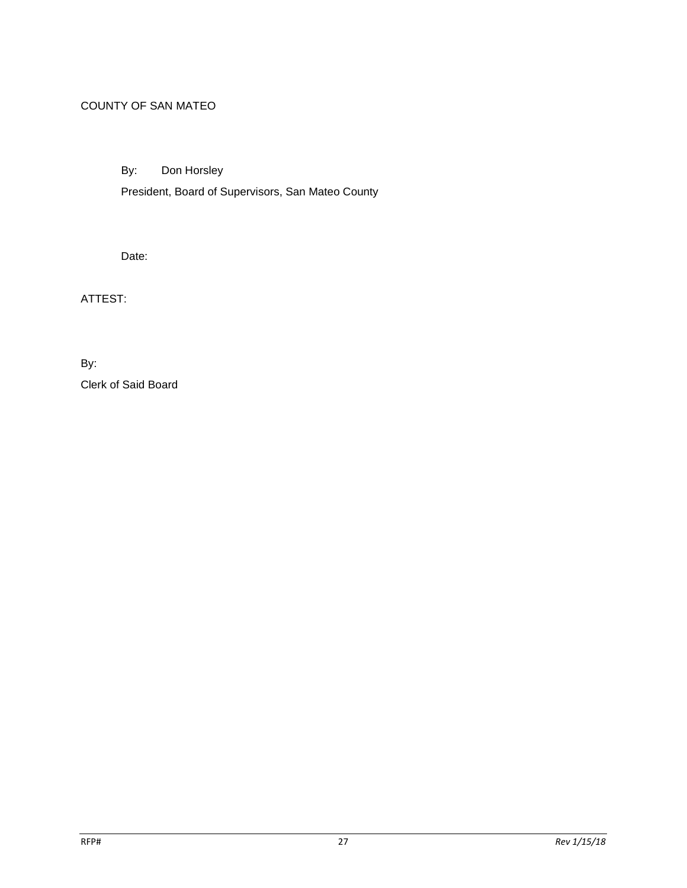COUNTY OF SAN MATEO

By: Don Horsley

President, Board of Supervisors, San Mateo County

Date:

ATTEST:

By:

Clerk of Said Board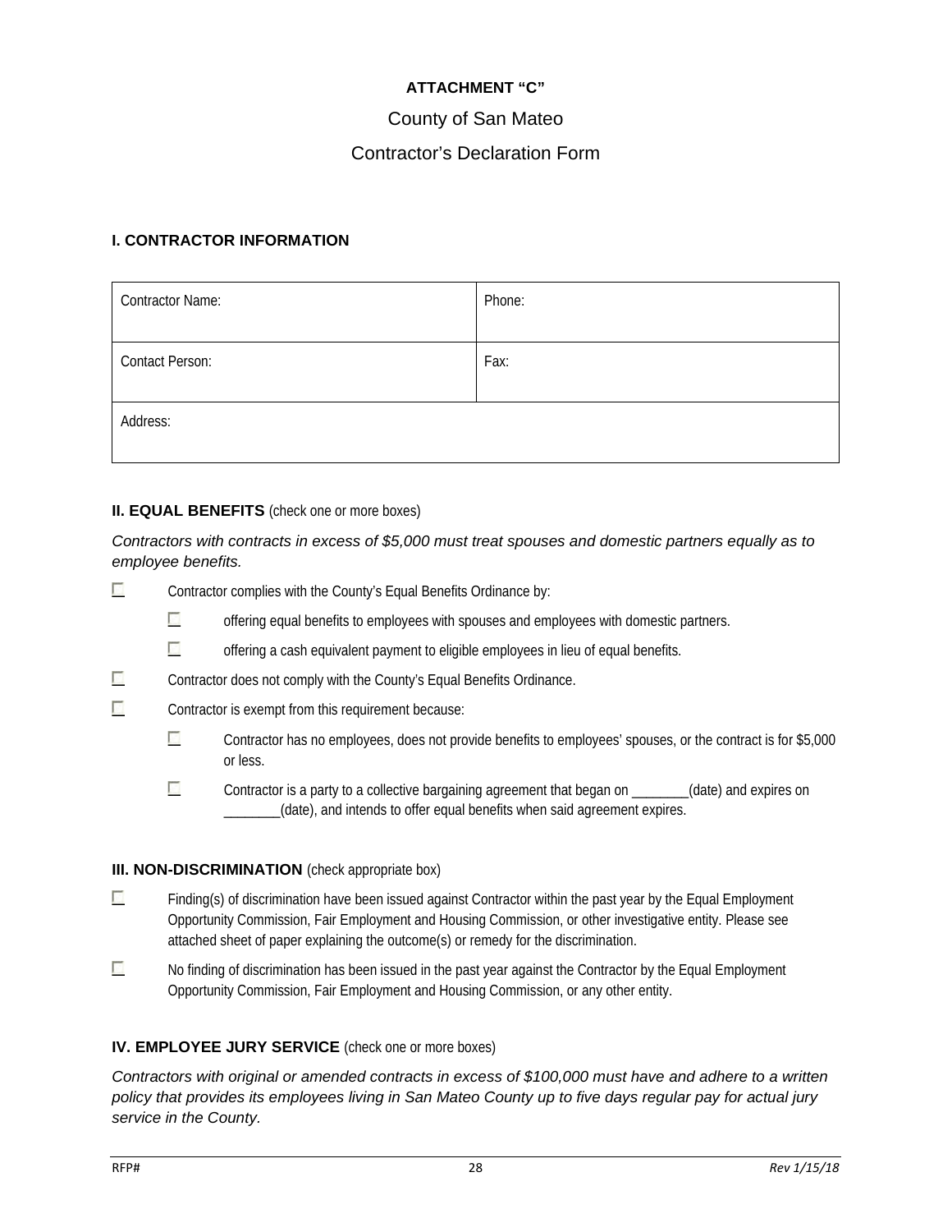**ATTACHMENT "C"**

County of San Mateo

Contractor's Declaration Form

### I. CONTRACTOR INFORMATION

| Contractor Name: | Phone: |
|---|---|
| Contact Person: | Fax: |
| Address: | |

### II. EQUAL BENEFITS (check one or more boxes)

*Contractors with contracts in excess of $5,000 must treat spouses and domestic partners equally as to employee benefits.*

- ☐ Contractor complies with the County's Equal Benefits Ordinance by:
  - ☐ offering equal benefits to employees with spouses and employees with domestic partners.
  - ☐ offering a cash equivalent payment to eligible employees in lieu of equal benefits.
- ☐ Contractor does not comply with the County's Equal Benefits Ordinance.
- ☐ Contractor is exempt from this requirement because:
  - ☐ Contractor has no employees, does not provide benefits to employees' spouses, or the contract is for $5,000 or less.
  - ☐ Contractor is a party to a collective bargaining agreement that began on ________(date) and expires on ________(date), and intends to offer equal benefits when said agreement expires.

### III. NON-DISCRIMINATION (check appropriate box)

- ☐ Finding(s) of discrimination have been issued against Contractor within the past year by the Equal Employment Opportunity Commission, Fair Employment and Housing Commission, or other investigative entity. Please see attached sheet of paper explaining the outcome(s) or remedy for the discrimination.
- ☐ No finding of discrimination has been issued in the past year against the Contractor by the Equal Employment Opportunity Commission, Fair Employment and Housing Commission, or any other entity.

### IV. EMPLOYEE JURY SERVICE (check one or more boxes)

*Contractors with original or amended contracts in excess of $100,000 must have and adhere to a written policy that provides its employees living in San Mateo County up to five days regular pay for actual jury service in the County.*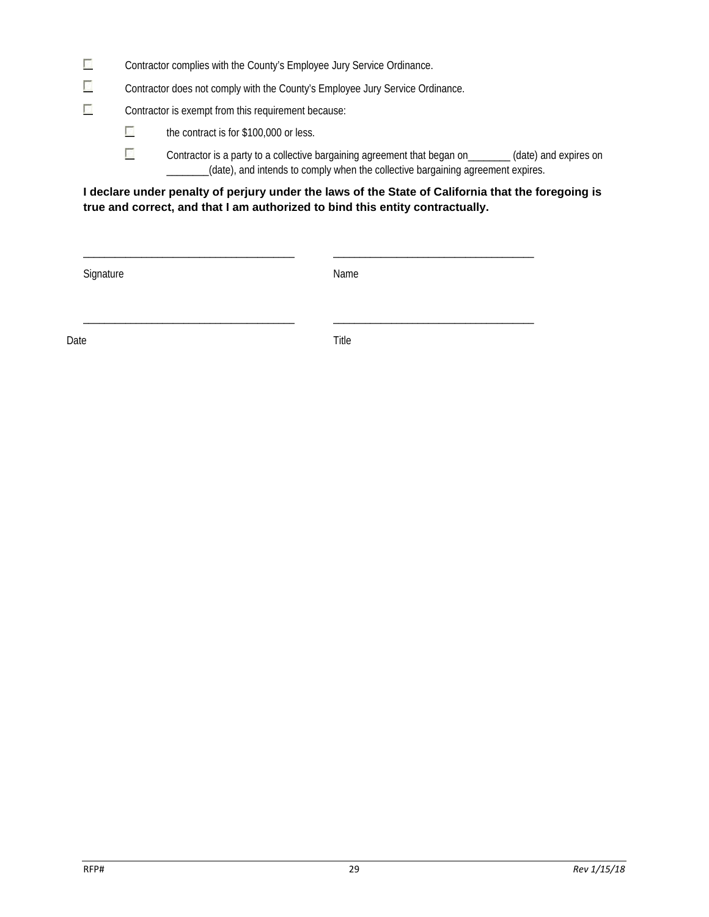- ☐ Contractor complies with the County's Employee Jury Service Ordinance.
- ☐ Contractor does not comply with the County's Employee Jury Service Ordinance.
- ☐ Contractor is exempt from this requirement because:
  - ☐ the contract is for $100,000 or less.
  - ☐ Contractor is a party to a collective bargaining agreement that began on________ (date) and expires on ________(date), and intends to comply when the collective bargaining agreement expires.

**I declare under penalty of perjury under the laws of the State of California that the foregoing is true and correct, and that I am authorized to bind this entity contractually.**

_______________________________________ _______________________________________

Signature Name

_______________________________________ _______________________________________

Date Title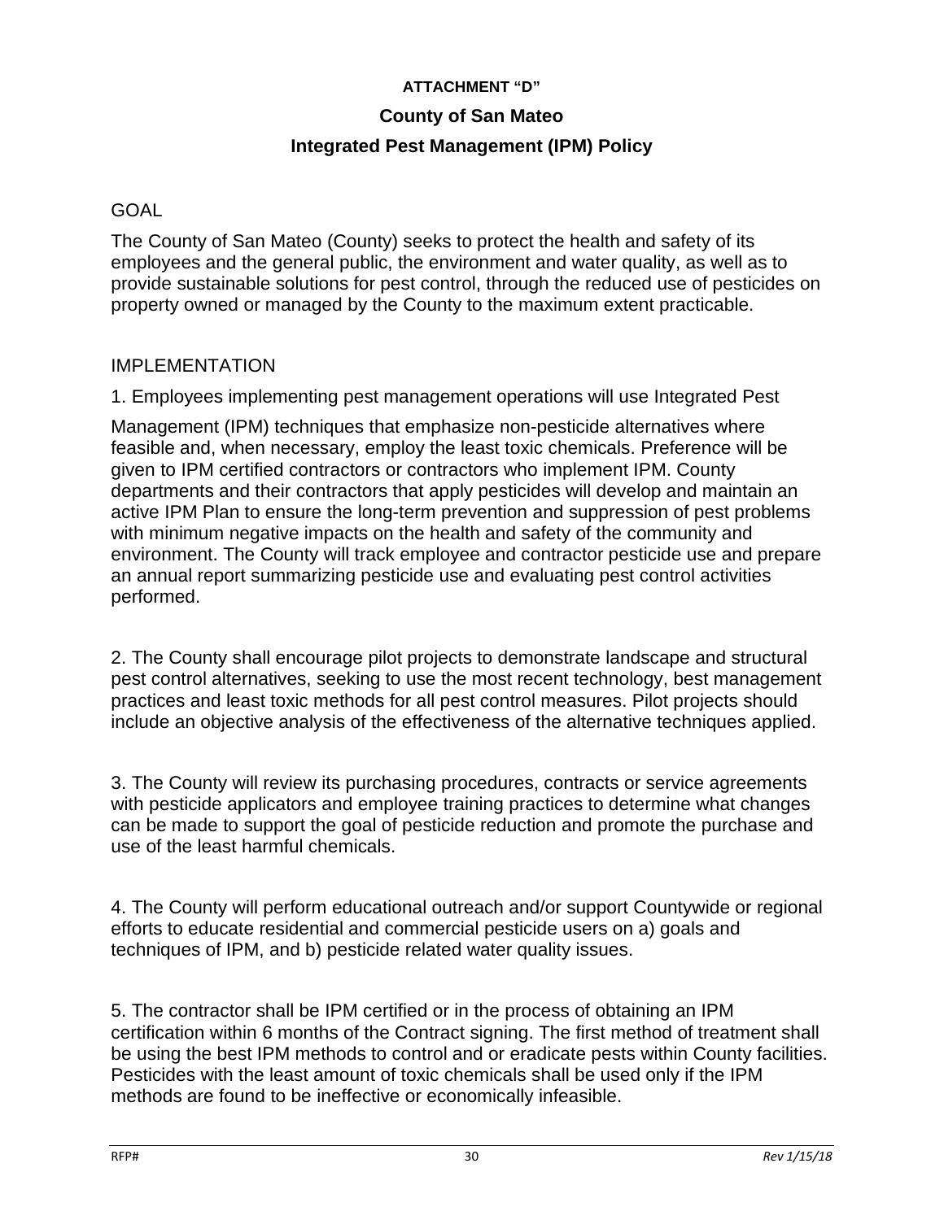**ATTACHMENT "D"**

# County of San Mateo

## Integrated Pest Management (IPM) Policy

GOAL

The County of San Mateo (County) seeks to protect the health and safety of its employees and the general public, the environment and water quality, as well as to provide sustainable solutions for pest control, through the reduced use of pesticides on property owned or managed by the County to the maximum extent practicable.

IMPLEMENTATION

1. Employees implementing pest management operations will use Integrated Pest Management (IPM) techniques that emphasize non-pesticide alternatives where feasible and, when necessary, employ the least toxic chemicals. Preference will be given to IPM certified contractors or contractors who implement IPM. County departments and their contractors that apply pesticides will develop and maintain an active IPM Plan to ensure the long-term prevention and suppression of pest problems with minimum negative impacts on the health and safety of the community and environment. The County will track employee and contractor pesticide use and prepare an annual report summarizing pesticide use and evaluating pest control activities performed.

2. The County shall encourage pilot projects to demonstrate landscape and structural pest control alternatives, seeking to use the most recent technology, best management practices and least toxic methods for all pest control measures. Pilot projects should include an objective analysis of the effectiveness of the alternative techniques applied.

3. The County will review its purchasing procedures, contracts or service agreements with pesticide applicators and employee training practices to determine what changes can be made to support the goal of pesticide reduction and promote the purchase and use of the least harmful chemicals.

4. The County will perform educational outreach and/or support Countywide or regional efforts to educate residential and commercial pesticide users on a) goals and techniques of IPM, and b) pesticide related water quality issues.

5. The contractor shall be IPM certified or in the process of obtaining an IPM certification within 6 months of the Contract signing. The first method of treatment shall be using the best IPM methods to control and or eradicate pests within County facilities. Pesticides with the least amount of toxic chemicals shall be used only if the IPM methods are found to be ineffective or economically infeasible.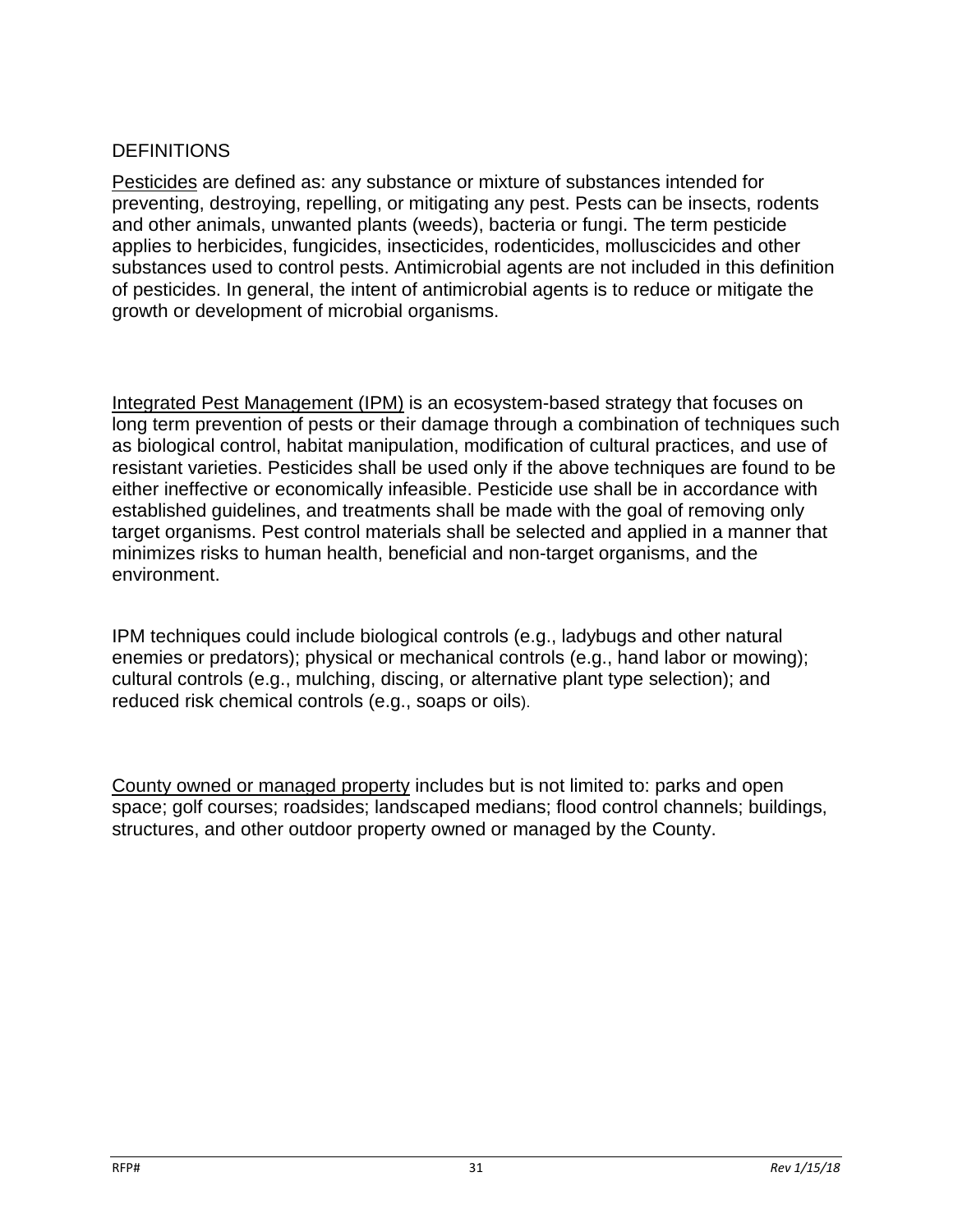## DEFINITIONS

Pesticides are defined as: any substance or mixture of substances intended for preventing, destroying, repelling, or mitigating any pest. Pests can be insects, rodents and other animals, unwanted plants (weeds), bacteria or fungi. The term pesticide applies to herbicides, fungicides, insecticides, rodenticides, molluscicides and other substances used to control pests. Antimicrobial agents are not included in this definition of pesticides. In general, the intent of antimicrobial agents is to reduce or mitigate the growth or development of microbial organisms.

Integrated Pest Management (IPM) is an ecosystem-based strategy that focuses on long term prevention of pests or their damage through a combination of techniques such as biological control, habitat manipulation, modification of cultural practices, and use of resistant varieties. Pesticides shall be used only if the above techniques are found to be either ineffective or economically infeasible. Pesticide use shall be in accordance with established guidelines, and treatments shall be made with the goal of removing only target organisms. Pest control materials shall be selected and applied in a manner that minimizes risks to human health, beneficial and non-target organisms, and the environment.

IPM techniques could include biological controls (e.g., ladybugs and other natural enemies or predators); physical or mechanical controls (e.g., hand labor or mowing); cultural controls (e.g., mulching, discing, or alternative plant type selection); and reduced risk chemical controls (e.g., soaps or oils).

County owned or managed property includes but is not limited to: parks and open space; golf courses; roadsides; landscaped medians; flood control channels; buildings, structures, and other outdoor property owned or managed by the County.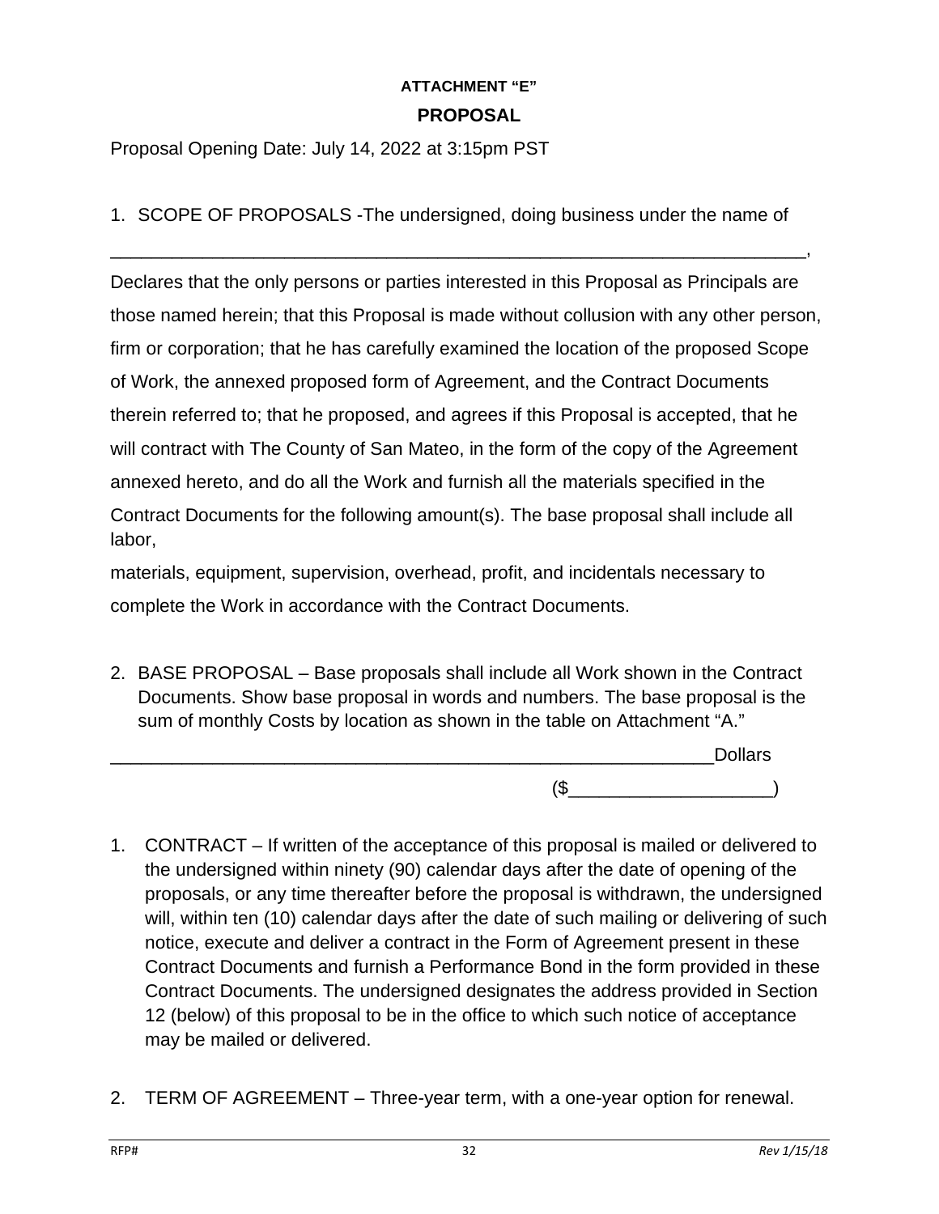**ATTACHMENT "E"**

## PROPOSAL

Proposal Opening Date: July 14, 2022 at 3:15pm PST

1. SCOPE OF PROPOSALS -The undersigned, doing business under the name of

_______________________________________________________________________,

Declares that the only persons or parties interested in this Proposal as Principals are those named herein; that this Proposal is made without collusion with any other person, firm or corporation; that he has carefully examined the location of the proposed Scope of Work, the annexed proposed form of Agreement, and the Contract Documents therein referred to; that he proposed, and agrees if this Proposal is accepted, that he will contract with The County of San Mateo, in the form of the copy of the Agreement annexed hereto, and do all the Work and furnish all the materials specified in the Contract Documents for the following amount(s). The base proposal shall include all labor,

materials, equipment, supervision, overhead, profit, and incidentals necessary to complete the Work in accordance with the Contract Documents.

2. BASE PROPOSAL – Base proposals shall include all Work shown in the Contract Documents. Show base proposal in words and numbers. The base proposal is the sum of monthly Costs by location as shown in the table on Attachment "A."

______________________________________________________________Dollars

($____________________)

1. CONTRACT – If written of the acceptance of this proposal is mailed or delivered to the undersigned within ninety (90) calendar days after the date of opening of the proposals, or any time thereafter before the proposal is withdrawn, the undersigned will, within ten (10) calendar days after the date of such mailing or delivering of such notice, execute and deliver a contract in the Form of Agreement present in these Contract Documents and furnish a Performance Bond in the form provided in these Contract Documents. The undersigned designates the address provided in Section 12 (below) of this proposal to be in the office to which such notice of acceptance may be mailed or delivered.

2. TERM OF AGREEMENT – Three-year term, with a one-year option for renewal.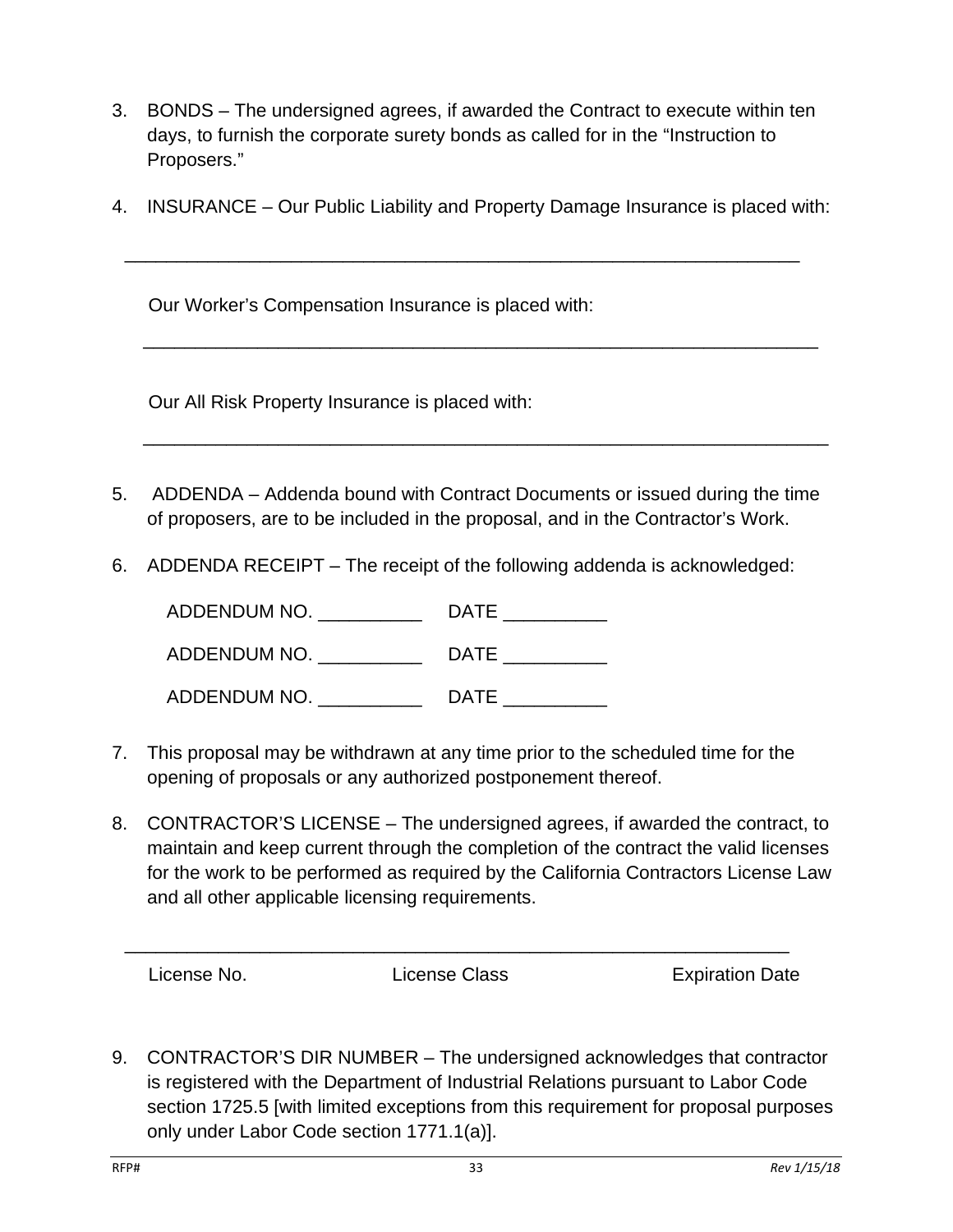3. BONDS – The undersigned agrees, if awarded the Contract to execute within ten days, to furnish the corporate surety bonds as called for in the "Instruction to Proposers."

4. INSURANCE – Our Public Liability and Property Damage Insurance is placed with:

   ___________________________________________________________________

   Our Worker's Compensation Insurance is placed with:

   ___________________________________________________________________

   Our All Risk Property Insurance is placed with:

   ___________________________________________________________________

5. ADDENDA – Addenda bound with Contract Documents or issued during the time of proposers, are to be included in the proposal, and in the Contractor's Work.

6. ADDENDA RECEIPT – The receipt of the following addenda is acknowledged:

   ADDENDUM NO. __________ DATE __________

   ADDENDUM NO. __________ DATE __________

   ADDENDUM NO. __________ DATE __________

7. This proposal may be withdrawn at any time prior to the scheduled time for the opening of proposals or any authorized postponement thereof.

8. CONTRACTOR'S LICENSE – The undersigned agrees, if awarded the contract, to maintain and keep current through the completion of the contract the valid licenses for the work to be performed as required by the California Contractors License Law and all other applicable licensing requirements.

   ___________________________________________________________________

   License No. License Class Expiration Date

9. CONTRACTOR'S DIR NUMBER – The undersigned acknowledges that contractor is registered with the Department of Industrial Relations pursuant to Labor Code section 1725.5 [with limited exceptions from this requirement for proposal purposes only under Labor Code section 1771.1(a)].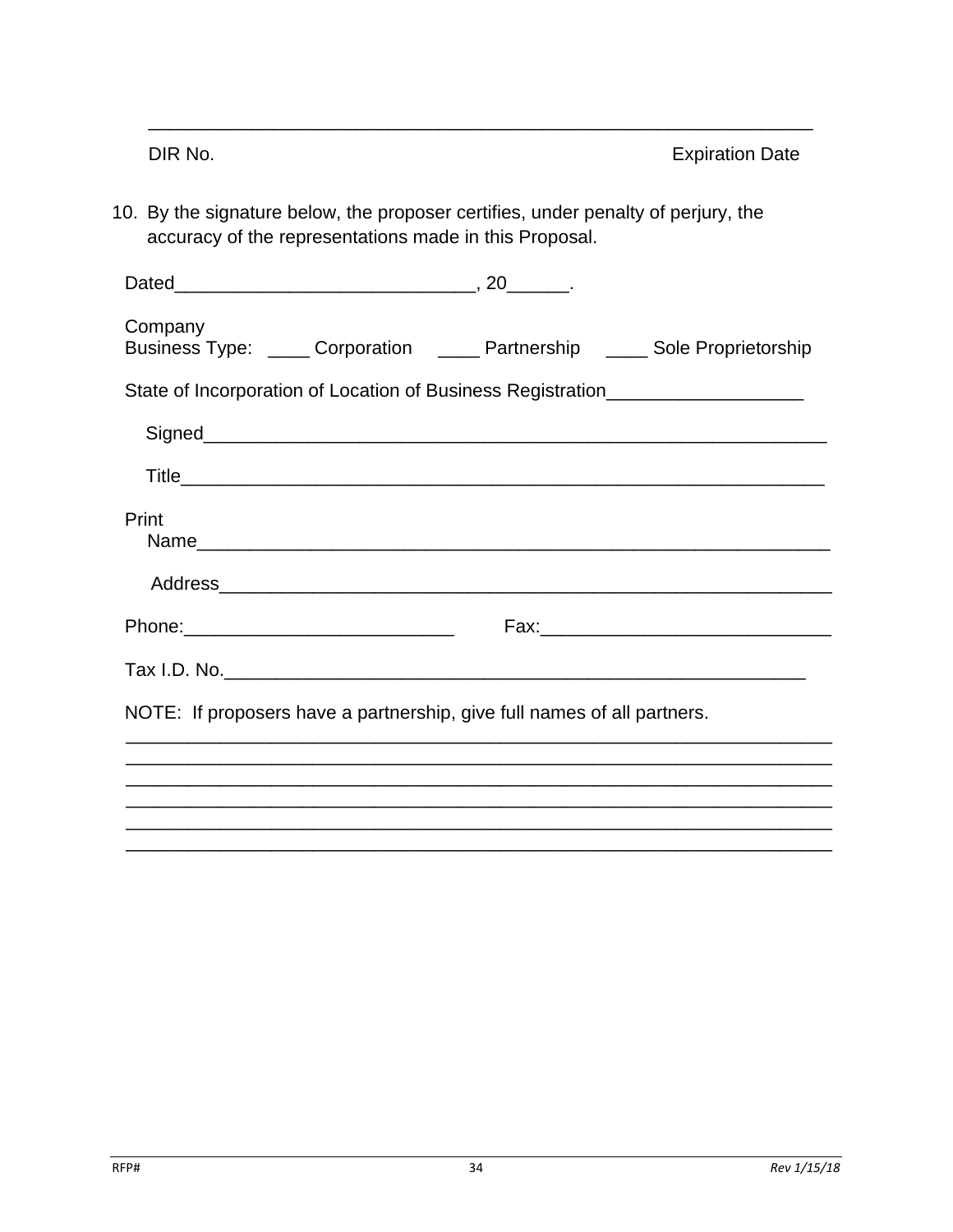\_\_\_\_\_\_\_\_\_\_\_\_\_\_\_\_\_\_\_\_\_\_\_\_\_\_\_\_\_\_\_\_\_\_\_\_\_\_\_\_\_\_\_\_\_\_\_\_\_\_\_\_\_\_\_\_\_\_\_\_\_\_

DIR No. Expiration Date

10. By the signature below, the proposer certifies, under penalty of perjury, the accuracy of the representations made in this Proposal.

Dated\_\_\_\_\_\_\_\_\_\_\_\_\_\_\_\_\_\_\_\_\_\_\_\_\_\_\_\_\_\_, 20\_\_\_\_\_\_.

Company
Business Type: \_\_\_\_ Corporation \_\_\_\_ Partnership \_\_\_\_ Sole Proprietorship

State of Incorporation of Location of Business Registration\_\_\_\_\_\_\_\_\_\_\_\_\_\_\_\_\_\_\_

Signed\_\_\_\_\_\_\_\_\_\_\_\_\_\_\_\_\_\_\_\_\_\_\_\_\_\_\_\_\_\_\_\_\_\_\_\_\_\_\_\_\_\_\_\_\_\_\_\_\_\_\_\_\_\_\_\_\_\_\_\_\_

Title\_\_\_\_\_\_\_\_\_\_\_\_\_\_\_\_\_\_\_\_\_\_\_\_\_\_\_\_\_\_\_\_\_\_\_\_\_\_\_\_\_\_\_\_\_\_\_\_\_\_\_\_\_\_\_\_\_\_\_\_\_\_\_

Print
Name\_\_\_\_\_\_\_\_\_\_\_\_\_\_\_\_\_\_\_\_\_\_\_\_\_\_\_\_\_\_\_\_\_\_\_\_\_\_\_\_\_\_\_\_\_\_\_\_\_\_\_\_\_\_\_\_\_\_\_\_\_\_

Address\_\_\_\_\_\_\_\_\_\_\_\_\_\_\_\_\_\_\_\_\_\_\_\_\_\_\_\_\_\_\_\_\_\_\_\_\_\_\_\_\_\_\_\_\_\_\_\_\_\_\_\_\_\_\_\_\_\_\_\_

Phone:\_\_\_\_\_\_\_\_\_\_\_\_\_\_\_\_\_\_\_\_\_\_\_\_\_\_ Fax:\_\_\_\_\_\_\_\_\_\_\_\_\_\_\_\_\_\_\_\_\_\_\_\_\_\_\_\_

Tax I.D. No.\_\_\_\_\_\_\_\_\_\_\_\_\_\_\_\_\_\_\_\_\_\_\_\_\_\_\_\_\_\_\_\_\_\_\_\_\_\_\_\_\_\_\_\_\_\_\_\_\_\_\_\_\_\_\_\_\_

NOTE: If proposers have a partnership, give full names of all partners.

\_\_\_\_\_\_\_\_\_\_\_\_\_\_\_\_\_\_\_\_\_\_\_\_\_\_\_\_\_\_\_\_\_\_\_\_\_\_\_\_\_\_\_\_\_\_\_\_\_\_\_\_\_\_\_\_\_\_\_\_\_\_\_\_\_\_\_

\_\_\_\_\_\_\_\_\_\_\_\_\_\_\_\_\_\_\_\_\_\_\_\_\_\_\_\_\_\_\_\_\_\_\_\_\_\_\_\_\_\_\_\_\_\_\_\_\_\_\_\_\_\_\_\_\_\_\_\_\_\_\_\_\_\_\_

\_\_\_\_\_\_\_\_\_\_\_\_\_\_\_\_\_\_\_\_\_\_\_\_\_\_\_\_\_\_\_\_\_\_\_\_\_\_\_\_\_\_\_\_\_\_\_\_\_\_\_\_\_\_\_\_\_\_\_\_\_\_\_\_\_\_\_

\_\_\_\_\_\_\_\_\_\_\_\_\_\_\_\_\_\_\_\_\_\_\_\_\_\_\_\_\_\_\_\_\_\_\_\_\_\_\_\_\_\_\_\_\_\_\_\_\_\_\_\_\_\_\_\_\_\_\_\_\_\_\_\_\_\_\_

\_\_\_\_\_\_\_\_\_\_\_\_\_\_\_\_\_\_\_\_\_\_\_\_\_\_\_\_\_\_\_\_\_\_\_\_\_\_\_\_\_\_\_\_\_\_\_\_\_\_\_\_\_\_\_\_\_\_\_\_\_\_\_\_\_\_\_

\_\_\_\_\_\_\_\_\_\_\_\_\_\_\_\_\_\_\_\_\_\_\_\_\_\_\_\_\_\_\_\_\_\_\_\_\_\_\_\_\_\_\_\_\_\_\_\_\_\_\_\_\_\_\_\_\_\_\_\_\_\_\_\_\_\_\_